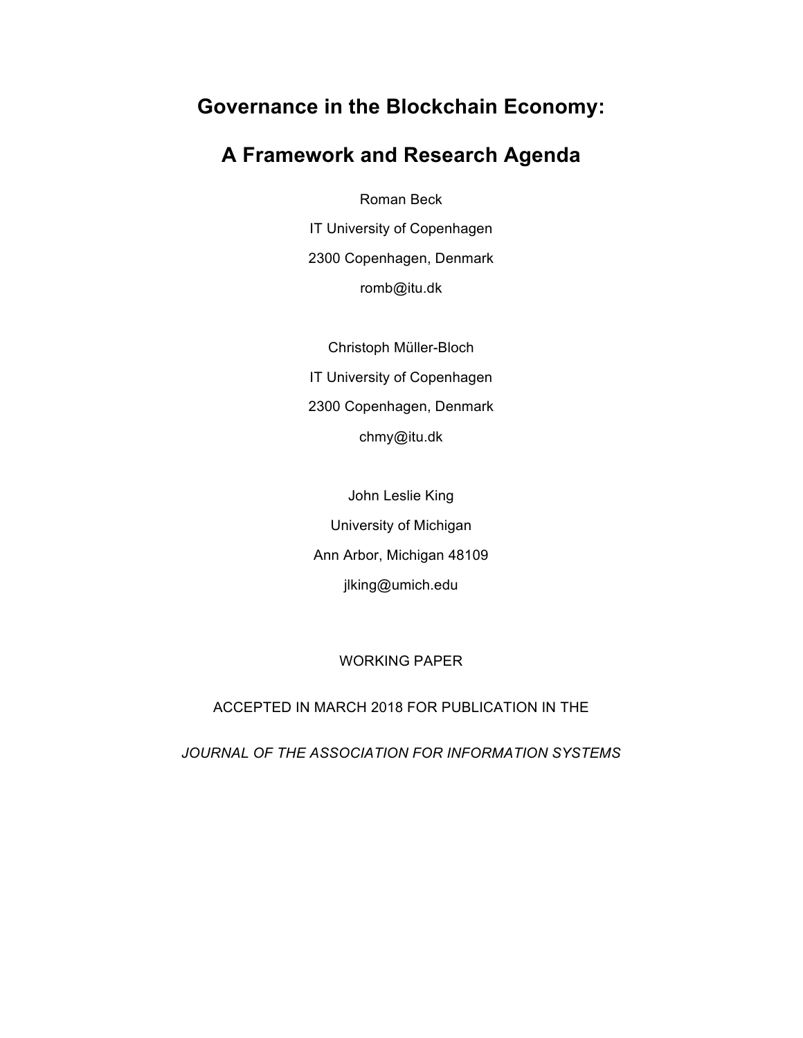# Governance in the Blockchain Economy:

# A Framework and Research Agenda

Roman Beck

IT University of Copenhagen

2300 Copenhagen, Denmark

romb@itu.dk

Christoph Müller-Bloch

IT University of Copenhagen

2300 Copenhagen, Denmark

chmy@itu.dk

John Leslie King

University of Michigan

Ann Arbor, Michigan 48109

jlking@umich.edu

WORKING PAPER

ACCEPTED IN MARCH 2018 FOR PUBLICATION IN THE

*JOURNAL OF THE ASSOCIATION FOR INFORMATION SYSTEMS*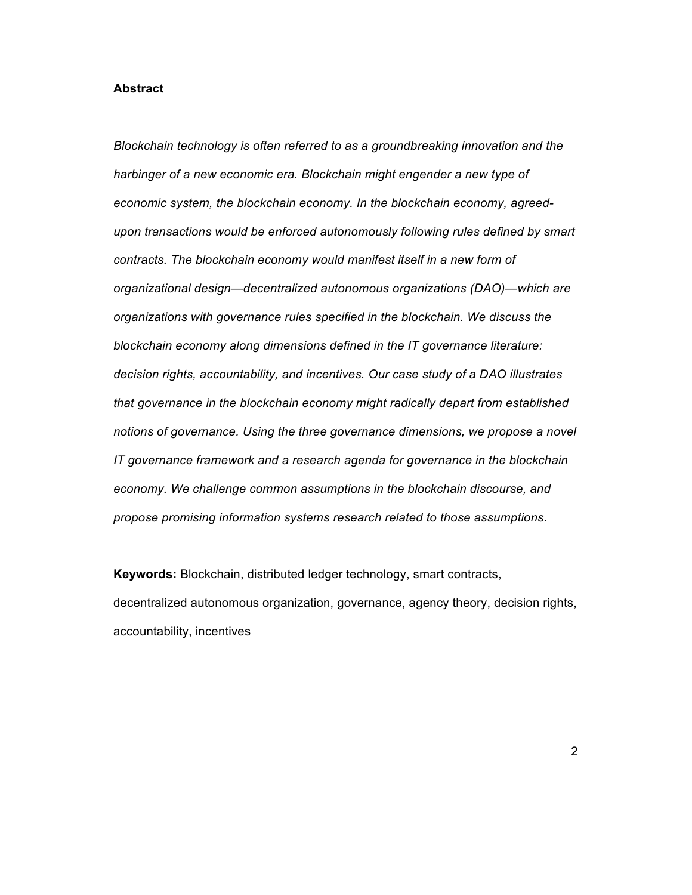**Abstract**

*Blockchain technology is often referred to as a groundbreaking innovation and the harbinger of a new economic era. Blockchain might engender a new type of economic system, the blockchain economy. In the blockchain economy, agreed-upon transactions would be enforced autonomously following rules defined by smart contracts. The blockchain economy would manifest itself in a new form of organizational design—decentralized autonomous organizations (DAO)—which are organizations with governance rules specified in the blockchain. We discuss the blockchain economy along dimensions defined in the IT governance literature: decision rights, accountability, and incentives. Our case study of a DAO illustrates that governance in the blockchain economy might radically depart from established notions of governance. Using the three governance dimensions, we propose a novel IT governance framework and a research agenda for governance in the blockchain economy. We challenge common assumptions in the blockchain discourse, and propose promising information systems research related to those assumptions.*

**Keywords:** Blockchain, distributed ledger technology, smart contracts, decentralized autonomous organization, governance, agency theory, decision rights, accountability, incentives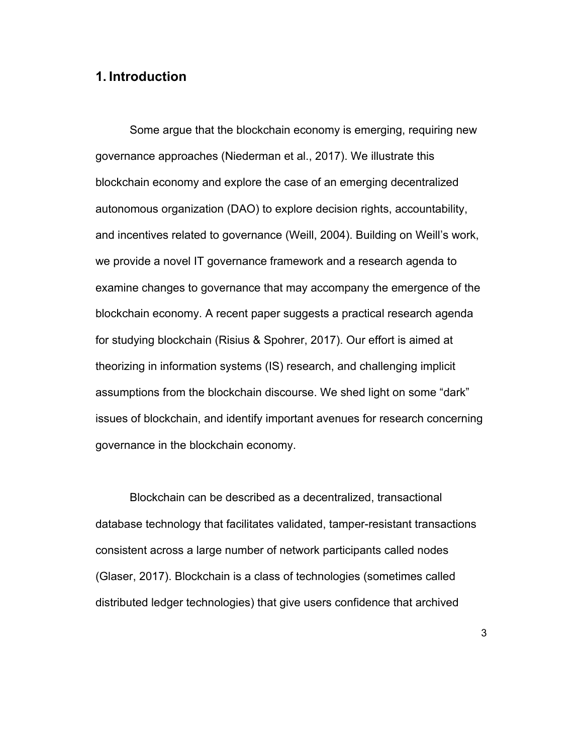# 1. Introduction

Some argue that the blockchain economy is emerging, requiring new governance approaches (Niederman et al., 2017). We illustrate this blockchain economy and explore the case of an emerging decentralized autonomous organization (DAO) to explore decision rights, accountability, and incentives related to governance (Weill, 2004). Building on Weill's work, we provide a novel IT governance framework and a research agenda to examine changes to governance that may accompany the emergence of the blockchain economy. A recent paper suggests a practical research agenda for studying blockchain (Risius & Spohrer, 2017). Our effort is aimed at theorizing in information systems (IS) research, and challenging implicit assumptions from the blockchain discourse. We shed light on some "dark" issues of blockchain, and identify important avenues for research concerning governance in the blockchain economy.

Blockchain can be described as a decentralized, transactional database technology that facilitates validated, tamper-resistant transactions consistent across a large number of network participants called nodes (Glaser, 2017). Blockchain is a class of technologies (sometimes called distributed ledger technologies) that give users confidence that archived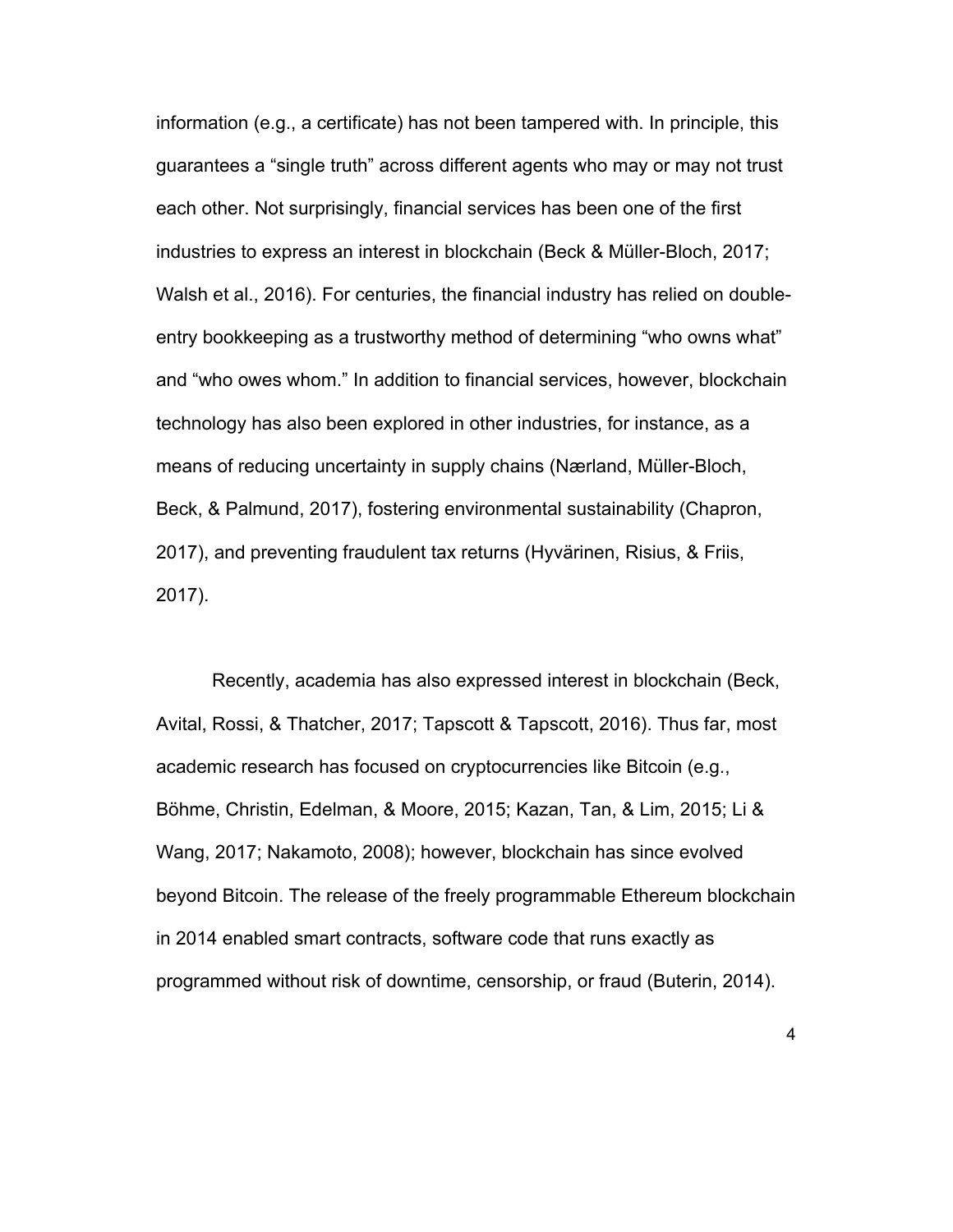information (e.g., a certificate) has not been tampered with. In principle, this guarantees a "single truth" across different agents who may or may not trust each other. Not surprisingly, financial services has been one of the first industries to express an interest in blockchain (Beck & Müller-Bloch, 2017; Walsh et al., 2016). For centuries, the financial industry has relied on double-entry bookkeeping as a trustworthy method of determining "who owns what" and "who owes whom." In addition to financial services, however, blockchain technology has also been explored in other industries, for instance, as a means of reducing uncertainty in supply chains (Nærland, Müller-Bloch, Beck, & Palmund, 2017), fostering environmental sustainability (Chapron, 2017), and preventing fraudulent tax returns (Hyvärinen, Risius, & Friis, 2017).

Recently, academia has also expressed interest in blockchain (Beck, Avital, Rossi, & Thatcher, 2017; Tapscott & Tapscott, 2016). Thus far, most academic research has focused on cryptocurrencies like Bitcoin (e.g., Böhme, Christin, Edelman, & Moore, 2015; Kazan, Tan, & Lim, 2015; Li & Wang, 2017; Nakamoto, 2008); however, blockchain has since evolved beyond Bitcoin. The release of the freely programmable Ethereum blockchain in 2014 enabled smart contracts, software code that runs exactly as programmed without risk of downtime, censorship, or fraud (Buterin, 2014).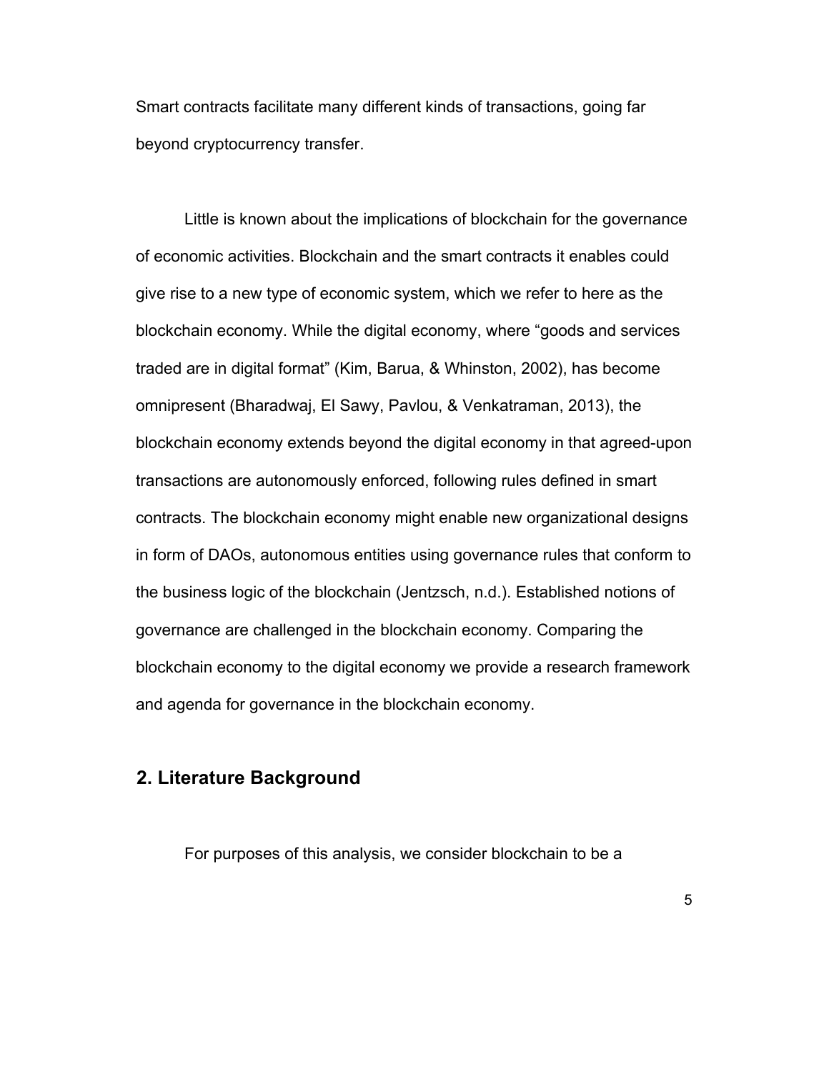Smart contracts facilitate many different kinds of transactions, going far beyond cryptocurrency transfer.

Little is known about the implications of blockchain for the governance of economic activities. Blockchain and the smart contracts it enables could give rise to a new type of economic system, which we refer to here as the blockchain economy. While the digital economy, where "goods and services traded are in digital format" (Kim, Barua, & Whinston, 2002), has become omnipresent (Bharadwaj, El Sawy, Pavlou, & Venkatraman, 2013), the blockchain economy extends beyond the digital economy in that agreed-upon transactions are autonomously enforced, following rules defined in smart contracts. The blockchain economy might enable new organizational designs in form of DAOs, autonomous entities using governance rules that conform to the business logic of the blockchain (Jentzsch, n.d.). Established notions of governance are challenged in the blockchain economy. Comparing the blockchain economy to the digital economy we provide a research framework and agenda for governance in the blockchain economy.

## 2. Literature Background

For purposes of this analysis, we consider blockchain to be a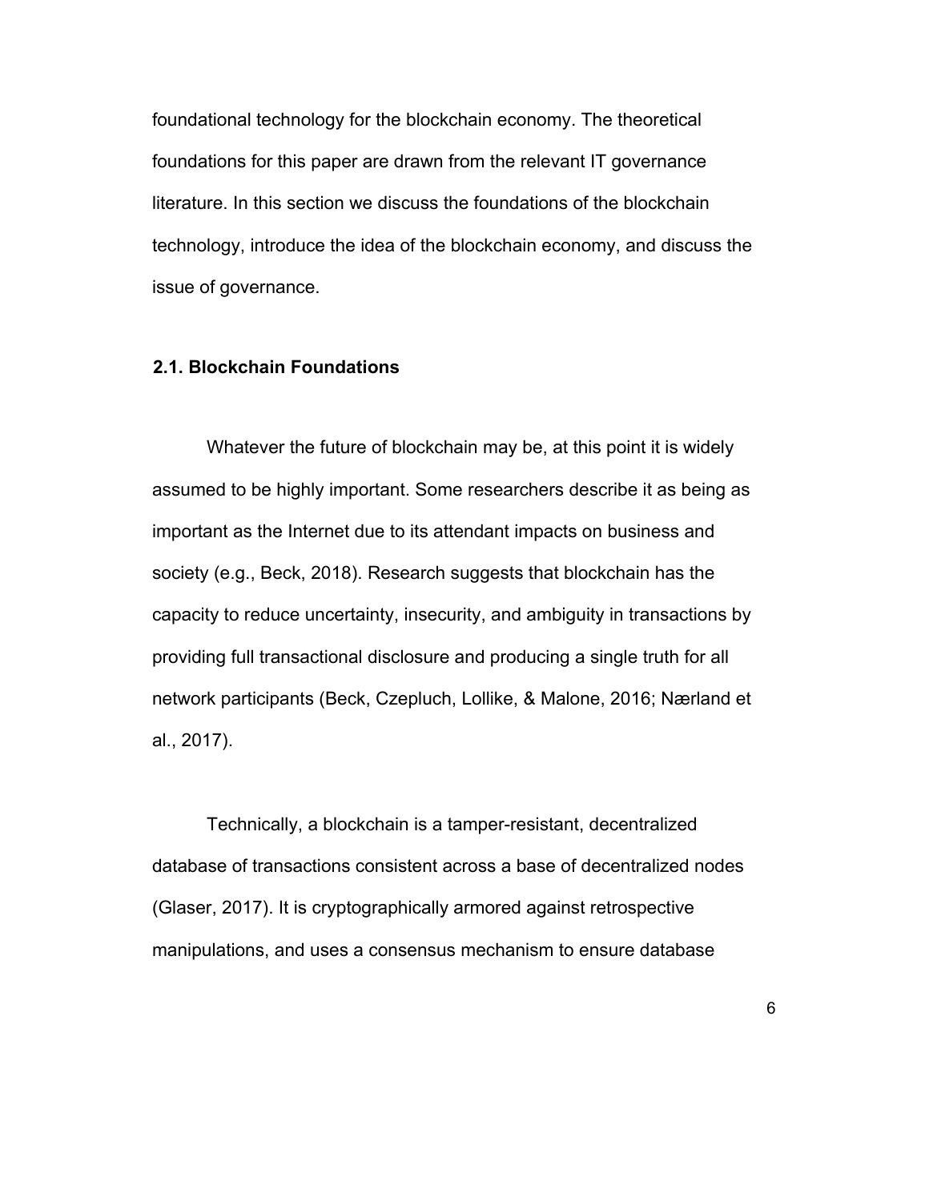foundational technology for the blockchain economy. The theoretical foundations for this paper are drawn from the relevant IT governance literature. In this section we discuss the foundations of the blockchain technology, introduce the idea of the blockchain economy, and discuss the issue of governance.

### 2.1. Blockchain Foundations

Whatever the future of blockchain may be, at this point it is widely assumed to be highly important. Some researchers describe it as being as important as the Internet due to its attendant impacts on business and society (e.g., Beck, 2018). Research suggests that blockchain has the capacity to reduce uncertainty, insecurity, and ambiguity in transactions by providing full transactional disclosure and producing a single truth for all network participants (Beck, Czepluch, Lollike, & Malone, 2016; Nærland et al., 2017).

Technically, a blockchain is a tamper-resistant, decentralized database of transactions consistent across a base of decentralized nodes (Glaser, 2017). It is cryptographically armored against retrospective manipulations, and uses a consensus mechanism to ensure database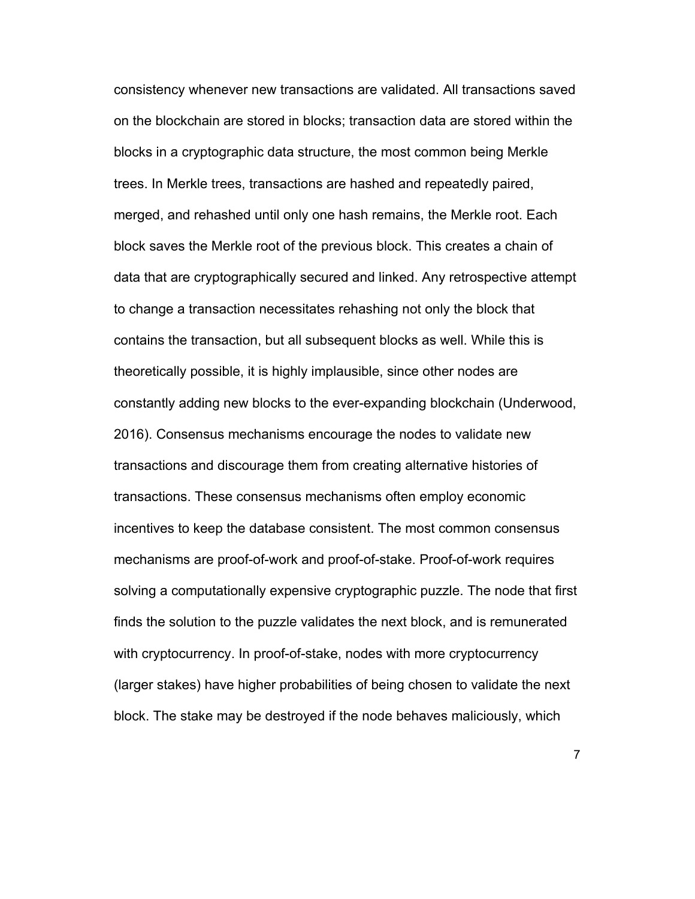consistency whenever new transactions are validated. All transactions saved on the blockchain are stored in blocks; transaction data are stored within the blocks in a cryptographic data structure, the most common being Merkle trees. In Merkle trees, transactions are hashed and repeatedly paired, merged, and rehashed until only one hash remains, the Merkle root. Each block saves the Merkle root of the previous block. This creates a chain of data that are cryptographically secured and linked. Any retrospective attempt to change a transaction necessitates rehashing not only the block that contains the transaction, but all subsequent blocks as well. While this is theoretically possible, it is highly implausible, since other nodes are constantly adding new blocks to the ever-expanding blockchain (Underwood, 2016). Consensus mechanisms encourage the nodes to validate new transactions and discourage them from creating alternative histories of transactions. These consensus mechanisms often employ economic incentives to keep the database consistent. The most common consensus mechanisms are proof-of-work and proof-of-stake. Proof-of-work requires solving a computationally expensive cryptographic puzzle. The node that first finds the solution to the puzzle validates the next block, and is remunerated with cryptocurrency. In proof-of-stake, nodes with more cryptocurrency (larger stakes) have higher probabilities of being chosen to validate the next block. The stake may be destroyed if the node behaves maliciously, which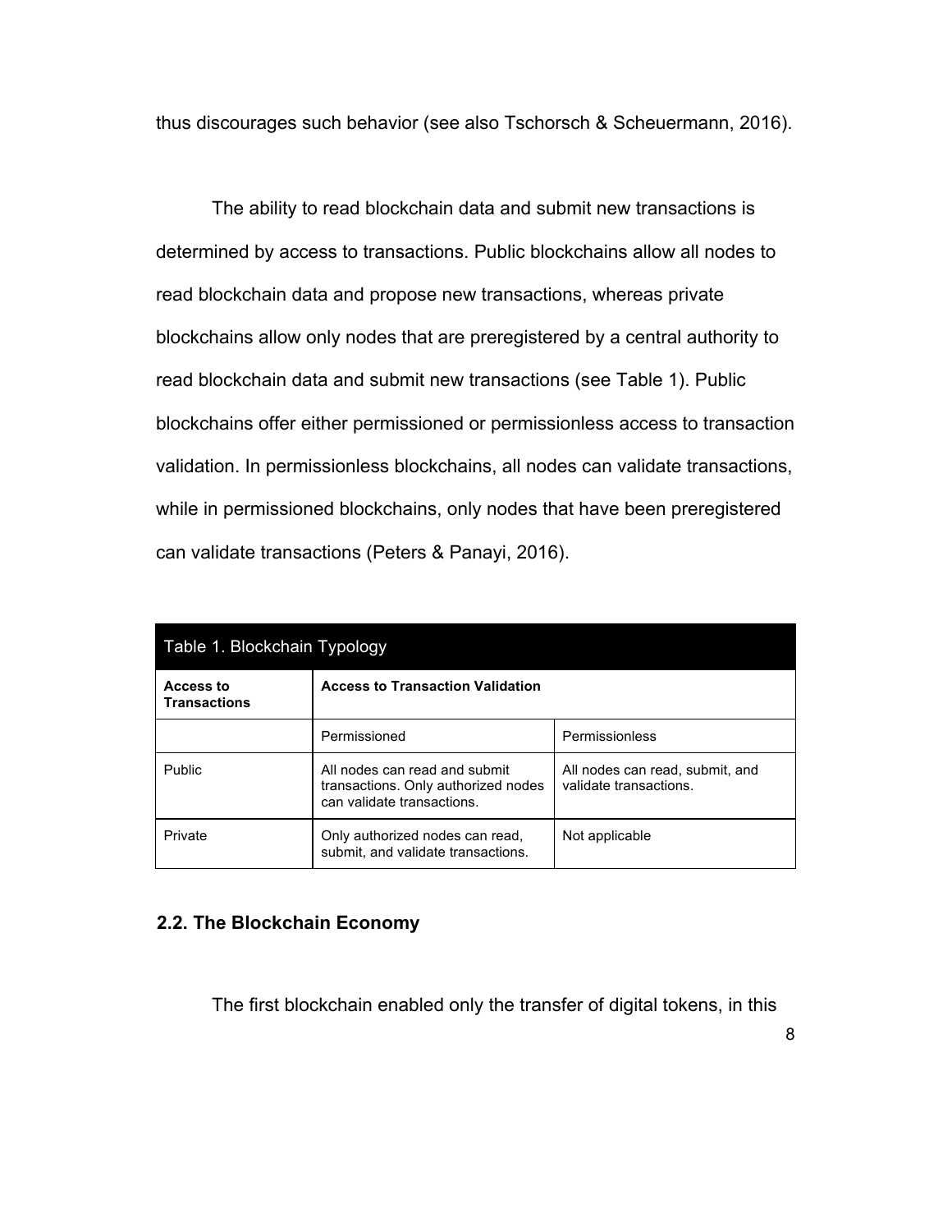thus discourages such behavior (see also Tschorsch & Scheuermann, 2016).

The ability to read blockchain data and submit new transactions is determined by access to transactions. Public blockchains allow all nodes to read blockchain data and propose new transactions, whereas private blockchains allow only nodes that are preregistered by a central authority to read blockchain data and submit new transactions (see Table 1). Public blockchains offer either permissioned or permissionless access to transaction validation. In permissionless blockchains, all nodes can validate transactions, while in permissioned blockchains, only nodes that have been preregistered can validate transactions (Peters & Panayi, 2016).

Table 1. Blockchain Typology

| **Access to Transactions** | **Access to Transaction Validation** | |
|---|---|---|
| | Permissioned | Permissionless |
| Public | All nodes can read and submit transactions. Only authorized nodes can validate transactions. | All nodes can read, submit, and validate transactions. |
| Private | Only authorized nodes can read, submit, and validate transactions. | Not applicable |

## 2.2. The Blockchain Economy

The first blockchain enabled only the transfer of digital tokens, in this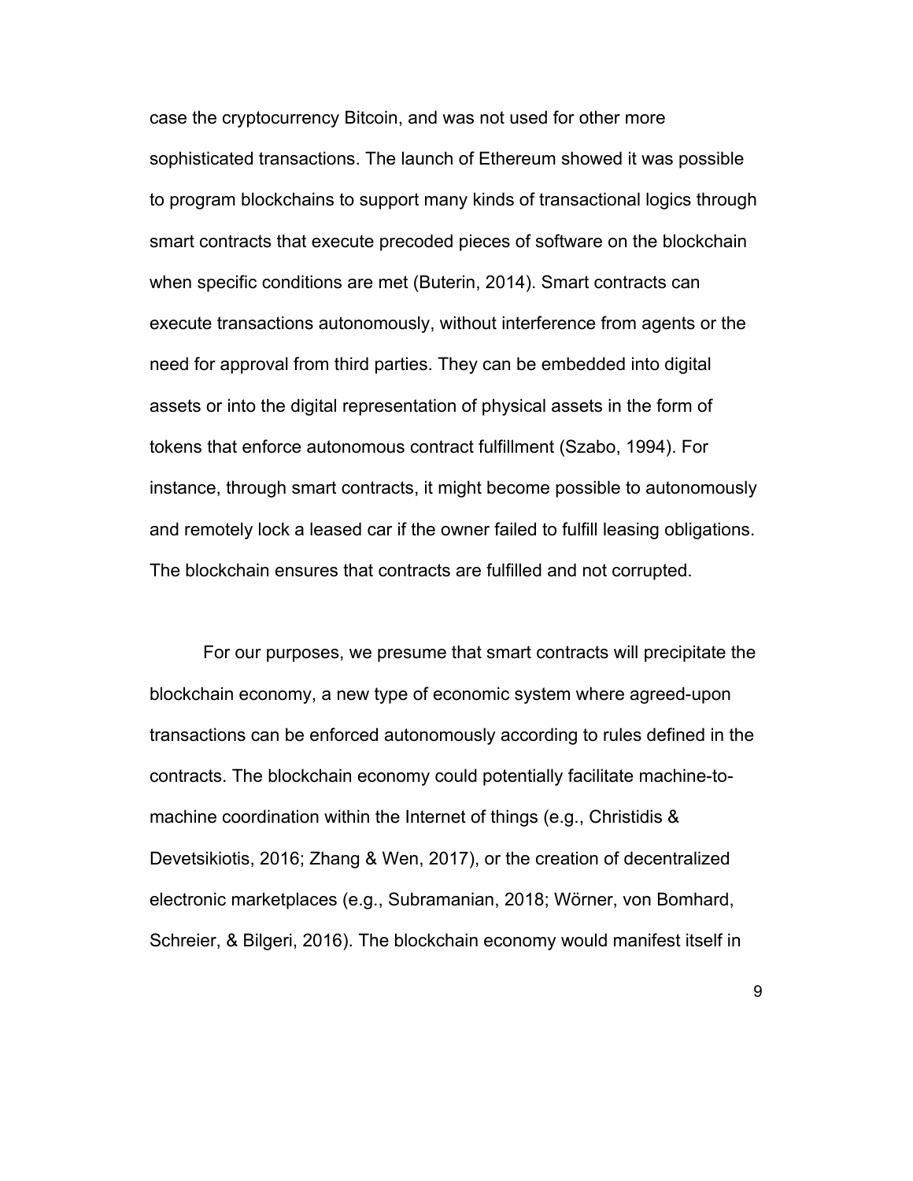case the cryptocurrency Bitcoin, and was not used for other more sophisticated transactions. The launch of Ethereum showed it was possible to program blockchains to support many kinds of transactional logics through smart contracts that execute precoded pieces of software on the blockchain when specific conditions are met (Buterin, 2014). Smart contracts can execute transactions autonomously, without interference from agents or the need for approval from third parties. They can be embedded into digital assets or into the digital representation of physical assets in the form of tokens that enforce autonomous contract fulfillment (Szabo, 1994). For instance, through smart contracts, it might become possible to autonomously and remotely lock a leased car if the owner failed to fulfill leasing obligations. The blockchain ensures that contracts are fulfilled and not corrupted.

For our purposes, we presume that smart contracts will precipitate the blockchain economy, a new type of economic system where agreed-upon transactions can be enforced autonomously according to rules defined in the contracts. The blockchain economy could potentially facilitate machine-to-machine coordination within the Internet of things (e.g., Christidis & Devetsikiotis, 2016; Zhang & Wen, 2017), or the creation of decentralized electronic marketplaces (e.g., Subramanian, 2018; Wörner, von Bomhard, Schreier, & Bilgeri, 2016). The blockchain economy would manifest itself in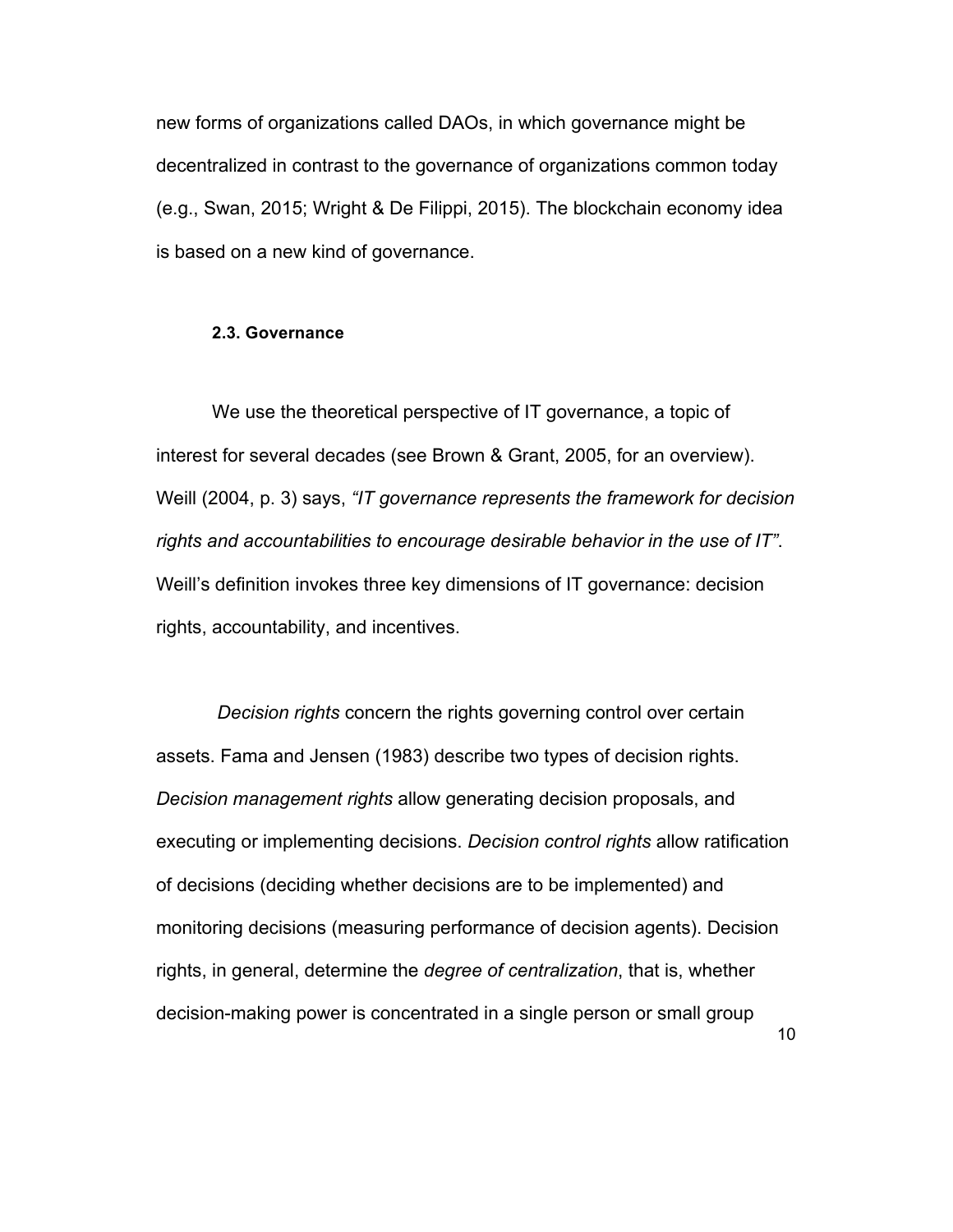new forms of organizations called DAOs, in which governance might be decentralized in contrast to the governance of organizations common today (e.g., Swan, 2015; Wright & De Filippi, 2015). The blockchain economy idea is based on a new kind of governance.

### 2.3. Governance

We use the theoretical perspective of IT governance, a topic of interest for several decades (see Brown & Grant, 2005, for an overview). Weill (2004, p. 3) says, *"IT governance represents the framework for decision rights and accountabilities to encourage desirable behavior in the use of IT"*. Weill's definition invokes three key dimensions of IT governance: decision rights, accountability, and incentives.

*Decision rights* concern the rights governing control over certain assets. Fama and Jensen (1983) describe two types of decision rights. *Decision management rights* allow generating decision proposals, and executing or implementing decisions. *Decision control rights* allow ratification of decisions (deciding whether decisions are to be implemented) and monitoring decisions (measuring performance of decision agents). Decision rights, in general, determine the *degree of centralization*, that is, whether decision-making power is concentrated in a single person or small group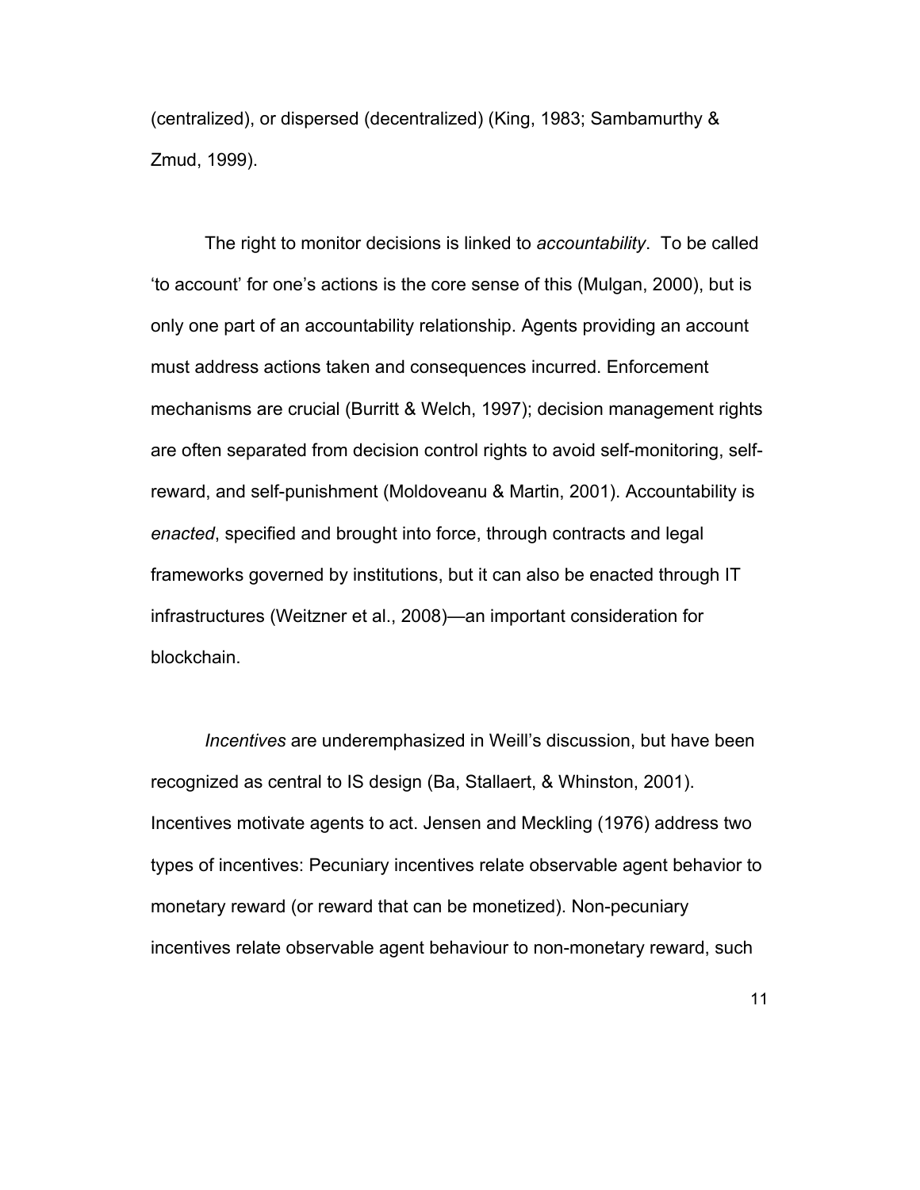(centralized), or dispersed (decentralized) (King, 1983; Sambamurthy & Zmud, 1999).

The right to monitor decisions is linked to *accountability*. To be called 'to account' for one's actions is the core sense of this (Mulgan, 2000), but is only one part of an accountability relationship. Agents providing an account must address actions taken and consequences incurred. Enforcement mechanisms are crucial (Burritt & Welch, 1997); decision management rights are often separated from decision control rights to avoid self-monitoring, self-reward, and self-punishment (Moldoveanu & Martin, 2001). Accountability is *enacted*, specified and brought into force, through contracts and legal frameworks governed by institutions, but it can also be enacted through IT infrastructures (Weitzner et al., 2008)—an important consideration for blockchain.

*Incentives* are underemphasized in Weill's discussion, but have been recognized as central to IS design (Ba, Stallaert, & Whinston, 2001). Incentives motivate agents to act. Jensen and Meckling (1976) address two types of incentives: Pecuniary incentives relate observable agent behavior to monetary reward (or reward that can be monetized). Non-pecuniary incentives relate observable agent behaviour to non-monetary reward, such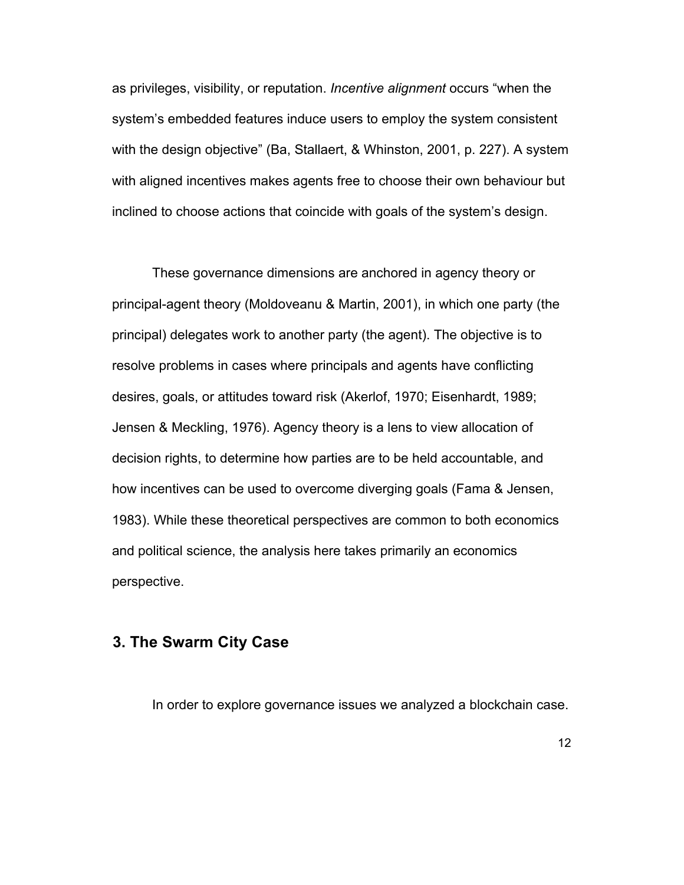as privileges, visibility, or reputation. *Incentive alignment* occurs "when the system's embedded features induce users to employ the system consistent with the design objective" (Ba, Stallaert, & Whinston, 2001, p. 227). A system with aligned incentives makes agents free to choose their own behaviour but inclined to choose actions that coincide with goals of the system's design.

These governance dimensions are anchored in agency theory or principal-agent theory (Moldoveanu & Martin, 2001), in which one party (the principal) delegates work to another party (the agent). The objective is to resolve problems in cases where principals and agents have conflicting desires, goals, or attitudes toward risk (Akerlof, 1970; Eisenhardt, 1989; Jensen & Meckling, 1976). Agency theory is a lens to view allocation of decision rights, to determine how parties are to be held accountable, and how incentives can be used to overcome diverging goals (Fama & Jensen, 1983). While these theoretical perspectives are common to both economics and political science, the analysis here takes primarily an economics perspective.

## 3. The Swarm City Case

In order to explore governance issues we analyzed a blockchain case.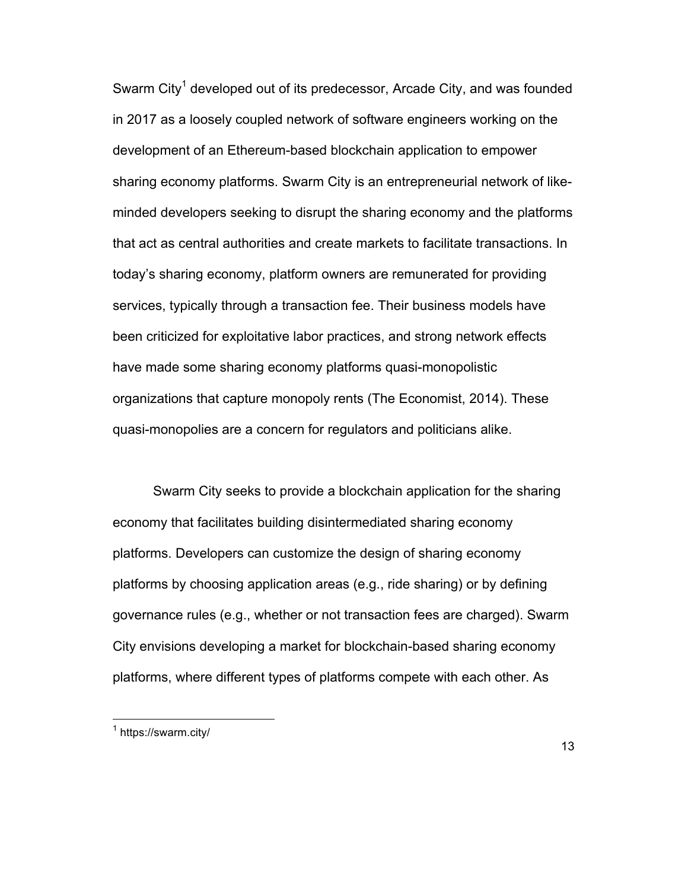Swarm City[1] developed out of its predecessor, Arcade City, and was founded in 2017 as a loosely coupled network of software engineers working on the development of an Ethereum-based blockchain application to empower sharing economy platforms. Swarm City is an entrepreneurial network of like-minded developers seeking to disrupt the sharing economy and the platforms that act as central authorities and create markets to facilitate transactions. In today's sharing economy, platform owners are remunerated for providing services, typically through a transaction fee. Their business models have been criticized for exploitative labor practices, and strong network effects have made some sharing economy platforms quasi-monopolistic organizations that capture monopoly rents (The Economist, 2014). These quasi-monopolies are a concern for regulators and politicians alike.

Swarm City seeks to provide a blockchain application for the sharing economy that facilitates building disintermediated sharing economy platforms. Developers can customize the design of sharing economy platforms by choosing application areas (e.g., ride sharing) or by defining governance rules (e.g., whether or not transaction fees are charged). Swarm City envisions developing a market for blockchain-based sharing economy platforms, where different types of platforms compete with each other. As

[1] https://swarm.city/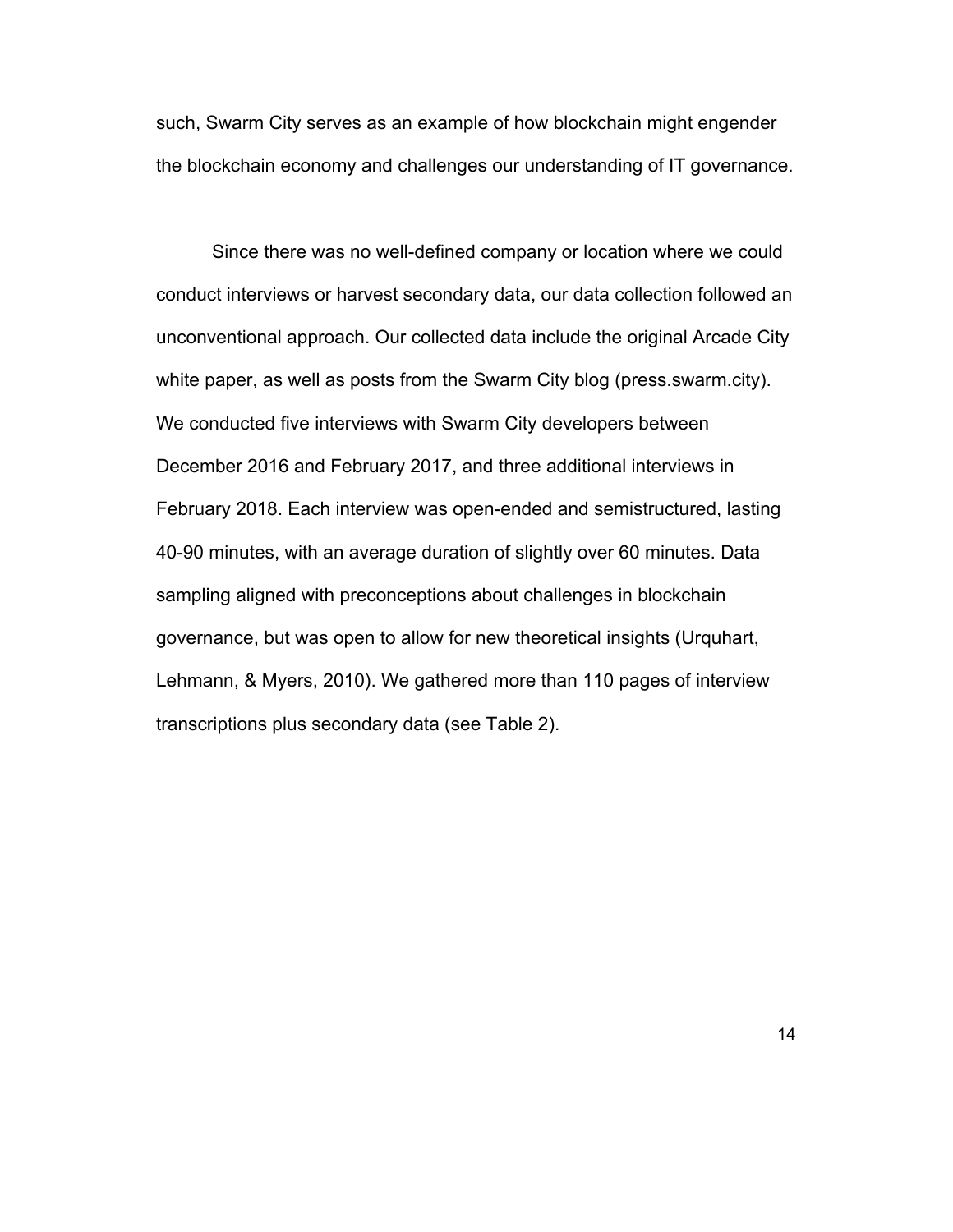such, Swarm City serves as an example of how blockchain might engender the blockchain economy and challenges our understanding of IT governance.

Since there was no well-defined company or location where we could conduct interviews or harvest secondary data, our data collection followed an unconventional approach. Our collected data include the original Arcade City white paper, as well as posts from the Swarm City blog (press.swarm.city). We conducted five interviews with Swarm City developers between December 2016 and February 2017, and three additional interviews in February 2018. Each interview was open-ended and semistructured, lasting 40-90 minutes, with an average duration of slightly over 60 minutes. Data sampling aligned with preconceptions about challenges in blockchain governance, but was open to allow for new theoretical insights (Urquhart, Lehmann, & Myers, 2010). We gathered more than 110 pages of interview transcriptions plus secondary data (see Table 2).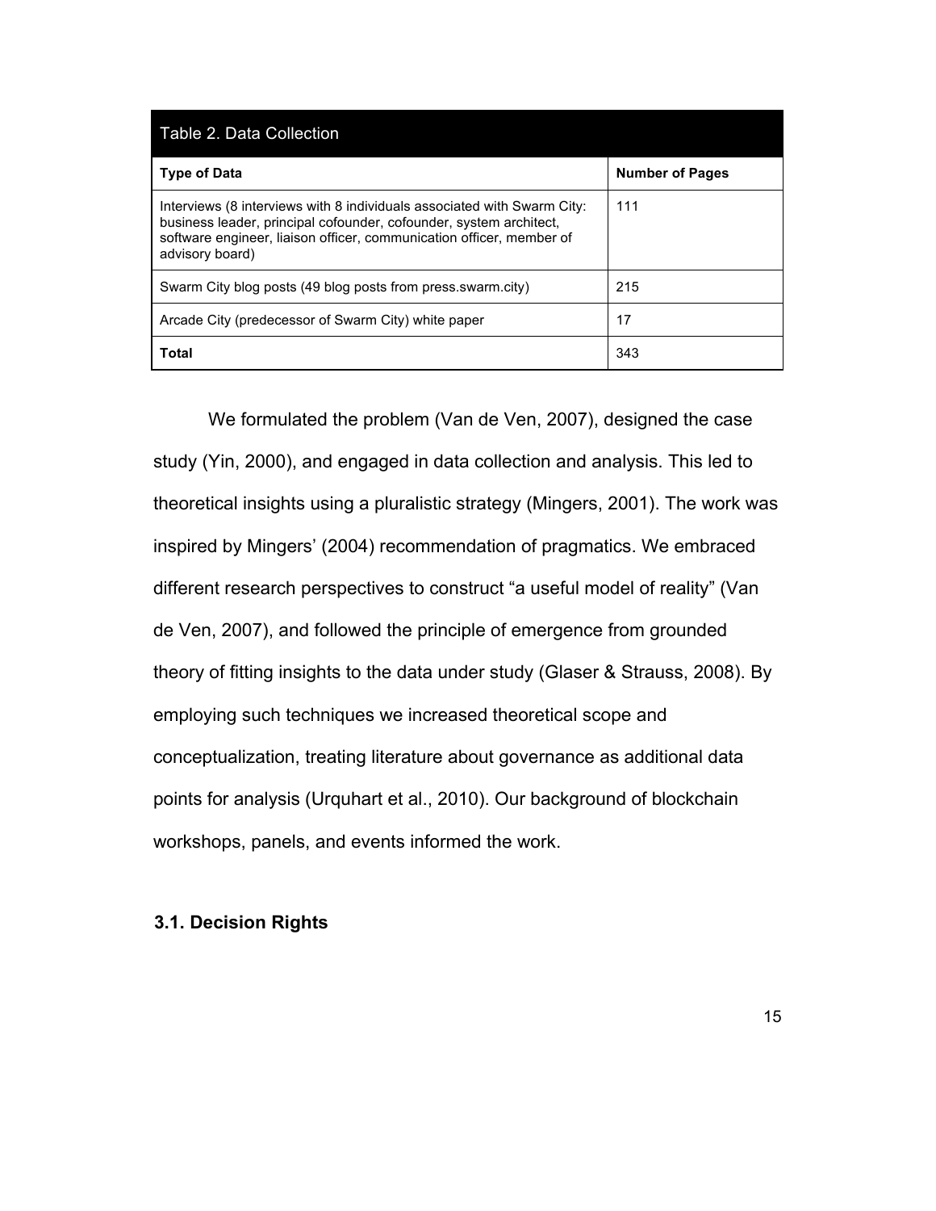Table 2. Data Collection

| Type of Data | Number of Pages |
|---|---|
| Interviews (8 interviews with 8 individuals associated with Swarm City: business leader, principal cofounder, cofounder, system architect, software engineer, liaison officer, communication officer, member of advisory board) | 111 |
| Swarm City blog posts (49 blog posts from press.swarm.city) | 215 |
| Arcade City (predecessor of Swarm City) white paper | 17 |
| **Total** | 343 |

We formulated the problem (Van de Ven, 2007), designed the case study (Yin, 2000), and engaged in data collection and analysis. This led to theoretical insights using a pluralistic strategy (Mingers, 2001). The work was inspired by Mingers' (2004) recommendation of pragmatics. We embraced different research perspectives to construct "a useful model of reality" (Van de Ven, 2007), and followed the principle of emergence from grounded theory of fitting insights to the data under study (Glaser & Strauss, 2008). By employing such techniques we increased theoretical scope and conceptualization, treating literature about governance as additional data points for analysis (Urquhart et al., 2010). Our background of blockchain workshops, panels, and events informed the work.

### 3.1. Decision Rights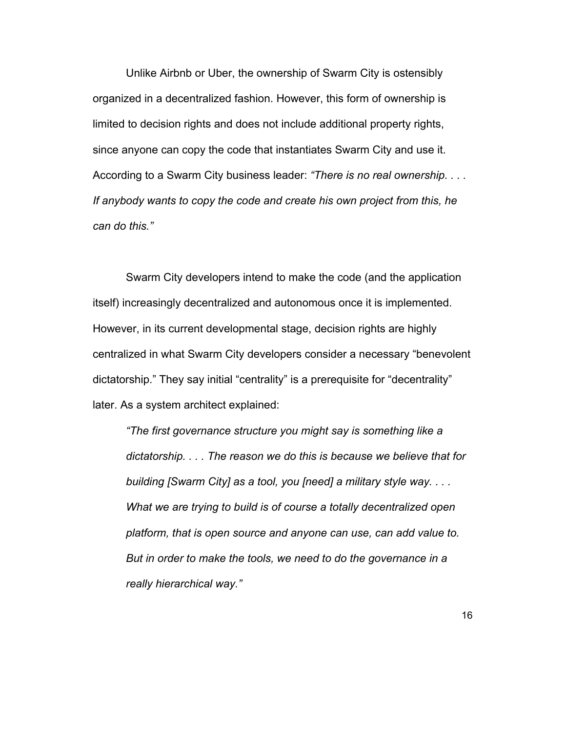Unlike Airbnb or Uber, the ownership of Swarm City is ostensibly organized in a decentralized fashion. However, this form of ownership is limited to decision rights and does not include additional property rights, since anyone can copy the code that instantiates Swarm City and use it. According to a Swarm City business leader: *"There is no real ownership. . . . If anybody wants to copy the code and create his own project from this, he can do this."*

Swarm City developers intend to make the code (and the application itself) increasingly decentralized and autonomous once it is implemented. However, in its current developmental stage, decision rights are highly centralized in what Swarm City developers consider a necessary "benevolent dictatorship." They say initial "centrality" is a prerequisite for "decentrality" later. As a system architect explained:

> *"The first governance structure you might say is something like a dictatorship. . . . The reason we do this is because we believe that for building [Swarm City] as a tool, you [need] a military style way. . . . What we are trying to build is of course a totally decentralized open platform, that is open source and anyone can use, can add value to. But in order to make the tools, we need to do the governance in a really hierarchical way."*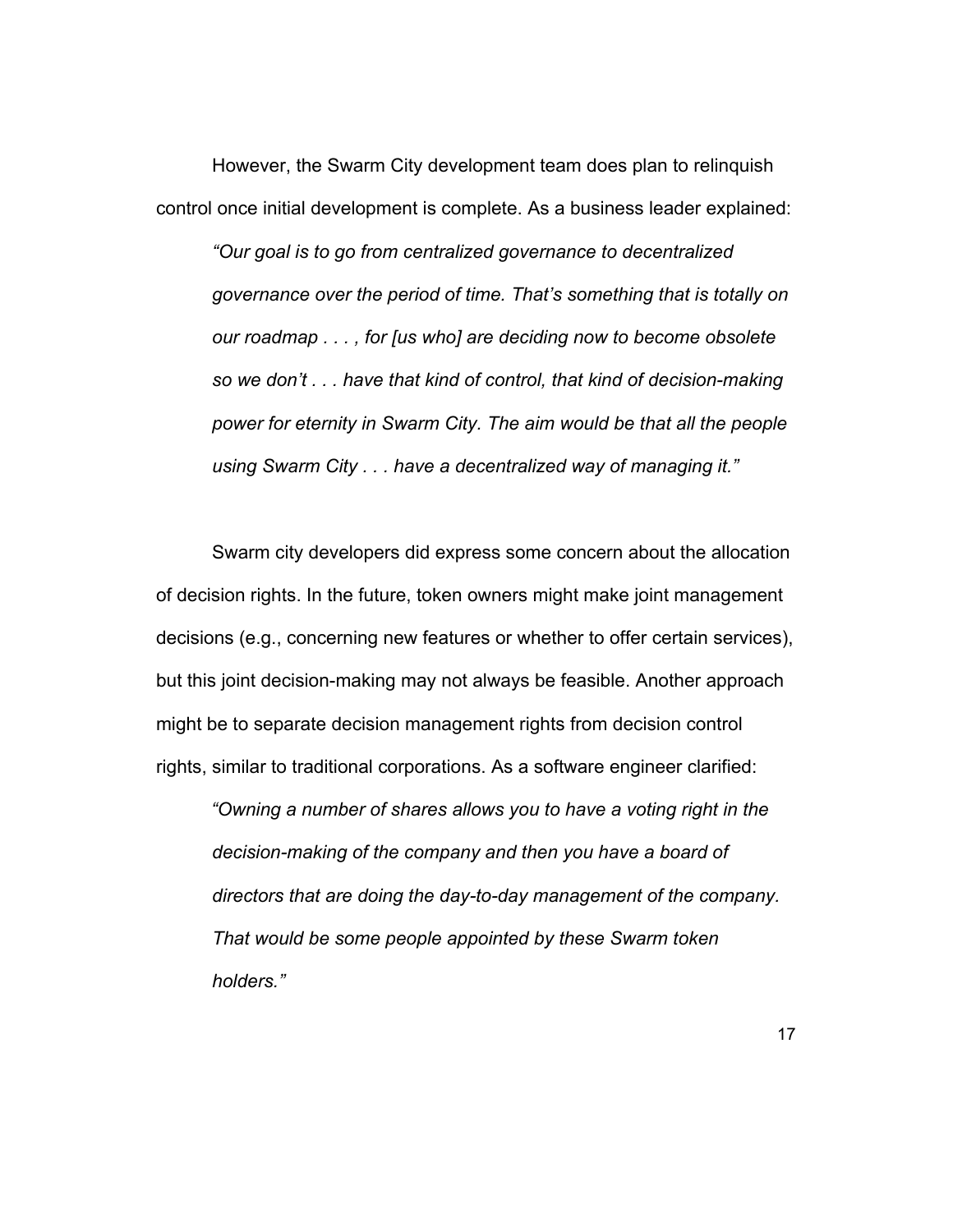However, the Swarm City development team does plan to relinquish control once initial development is complete. As a business leader explained:

> *"Our goal is to go from centralized governance to decentralized governance over the period of time. That's something that is totally on our roadmap . . . , for [us who] are deciding now to become obsolete so we don't . . . have that kind of control, that kind of decision-making power for eternity in Swarm City. The aim would be that all the people using Swarm City . . . have a decentralized way of managing it."*

Swarm city developers did express some concern about the allocation of decision rights. In the future, token owners might make joint management decisions (e.g., concerning new features or whether to offer certain services), but this joint decision-making may not always be feasible. Another approach might be to separate decision management rights from decision control rights, similar to traditional corporations. As a software engineer clarified:

> *"Owning a number of shares allows you to have a voting right in the decision-making of the company and then you have a board of directors that are doing the day-to-day management of the company. That would be some people appointed by these Swarm token holders."*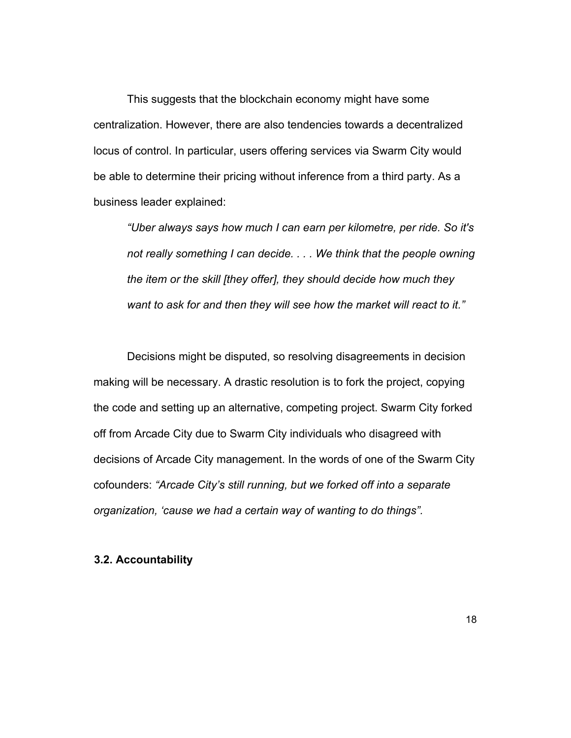This suggests that the blockchain economy might have some centralization. However, there are also tendencies towards a decentralized locus of control. In particular, users offering services via Swarm City would be able to determine their pricing without inference from a third party. As a business leader explained:

> *"Uber always says how much I can earn per kilometre, per ride. So it's not really something I can decide. . . . We think that the people owning the item or the skill [they offer], they should decide how much they want to ask for and then they will see how the market will react to it."*

Decisions might be disputed, so resolving disagreements in decision making will be necessary. A drastic resolution is to fork the project, copying the code and setting up an alternative, competing project. Swarm City forked off from Arcade City due to Swarm City individuals who disagreed with decisions of Arcade City management. In the words of one of the Swarm City cofounders: *"Arcade City's still running, but we forked off into a separate organization, 'cause we had a certain way of wanting to do things".*

### 3.2. Accountability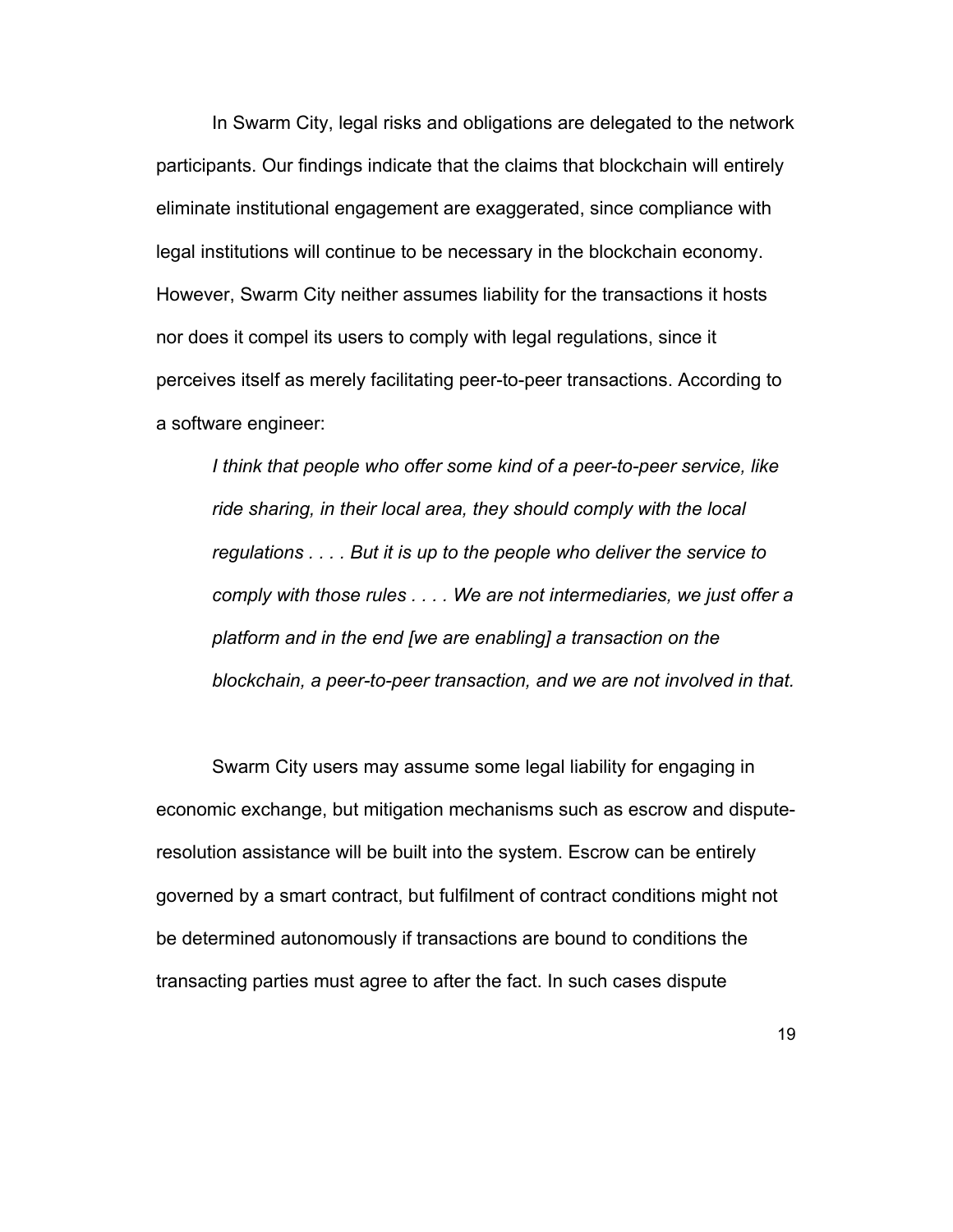In Swarm City, legal risks and obligations are delegated to the network participants. Our findings indicate that the claims that blockchain will entirely eliminate institutional engagement are exaggerated, since compliance with legal institutions will continue to be necessary in the blockchain economy. However, Swarm City neither assumes liability for the transactions it hosts nor does it compel its users to comply with legal regulations, since it perceives itself as merely facilitating peer-to-peer transactions. According to a software engineer:

> *I think that people who offer some kind of a peer-to-peer service, like ride sharing, in their local area, they should comply with the local regulations . . . . But it is up to the people who deliver the service to comply with those rules . . . . We are not intermediaries, we just offer a platform and in the end [we are enabling] a transaction on the blockchain, a peer-to-peer transaction, and we are not involved in that.*

Swarm City users may assume some legal liability for engaging in economic exchange, but mitigation mechanisms such as escrow and dispute-resolution assistance will be built into the system. Escrow can be entirely governed by a smart contract, but fulfilment of contract conditions might not be determined autonomously if transactions are bound to conditions the transacting parties must agree to after the fact. In such cases dispute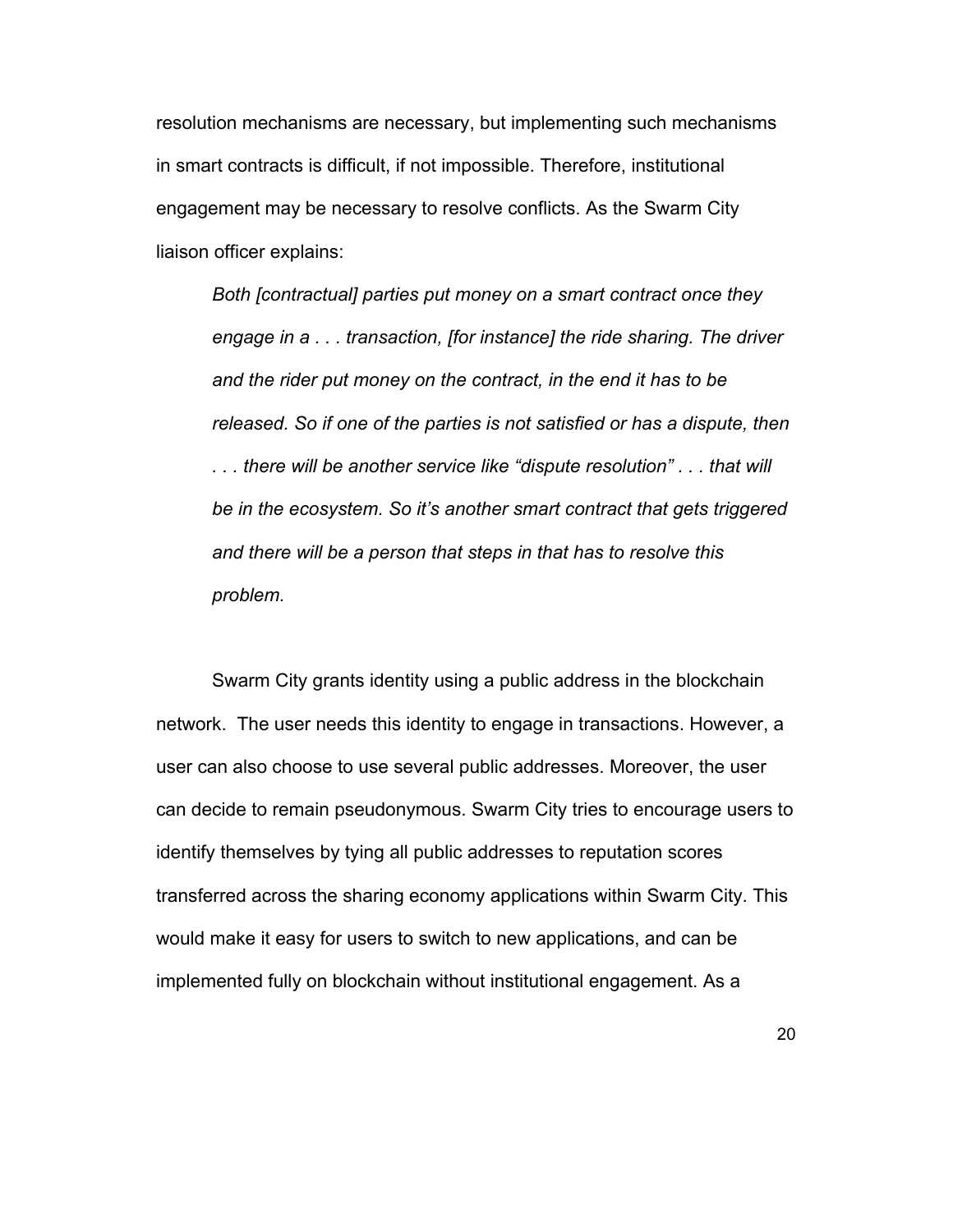resolution mechanisms are necessary, but implementing such mechanisms in smart contracts is difficult, if not impossible. Therefore, institutional engagement may be necessary to resolve conflicts. As the Swarm City liaison officer explains:

> *Both [contractual] parties put money on a smart contract once they engage in a . . . transaction, [for instance] the ride sharing. The driver and the rider put money on the contract, in the end it has to be released. So if one of the parties is not satisfied or has a dispute, then . . . there will be another service like "dispute resolution" . . . that will be in the ecosystem. So it's another smart contract that gets triggered and there will be a person that steps in that has to resolve this problem.*

Swarm City grants identity using a public address in the blockchain network. The user needs this identity to engage in transactions. However, a user can also choose to use several public addresses. Moreover, the user can decide to remain pseudonymous. Swarm City tries to encourage users to identify themselves by tying all public addresses to reputation scores transferred across the sharing economy applications within Swarm City. This would make it easy for users to switch to new applications, and can be implemented fully on blockchain without institutional engagement. As a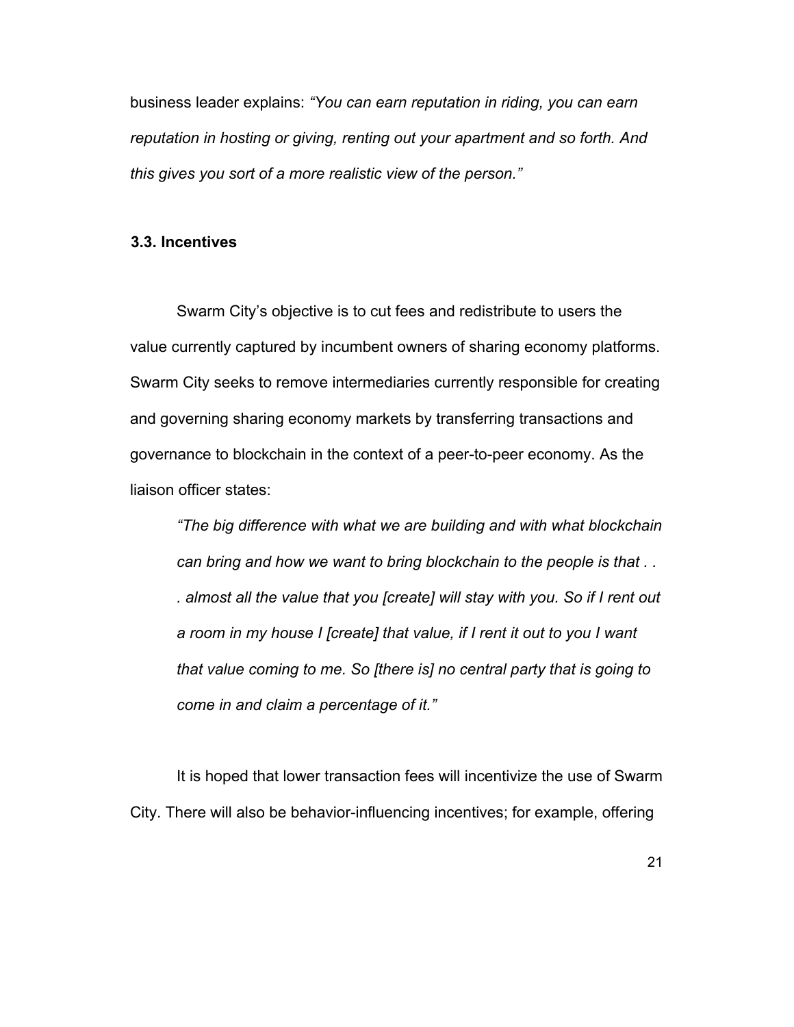business leader explains: *"You can earn reputation in riding, you can earn reputation in hosting or giving, renting out your apartment and so forth. And this gives you sort of a more realistic view of the person."*

### 3.3. Incentives

Swarm City's objective is to cut fees and redistribute to users the value currently captured by incumbent owners of sharing economy platforms. Swarm City seeks to remove intermediaries currently responsible for creating and governing sharing economy markets by transferring transactions and governance to blockchain in the context of a peer-to-peer economy. As the liaison officer states:

> *"The big difference with what we are building and with what blockchain can bring and how we want to bring blockchain to the people is that . . . almost all the value that you [create] will stay with you. So if I rent out a room in my house I [create] that value, if I rent it out to you I want that value coming to me. So [there is] no central party that is going to come in and claim a percentage of it."*

It is hoped that lower transaction fees will incentivize the use of Swarm City. There will also be behavior-influencing incentives; for example, offering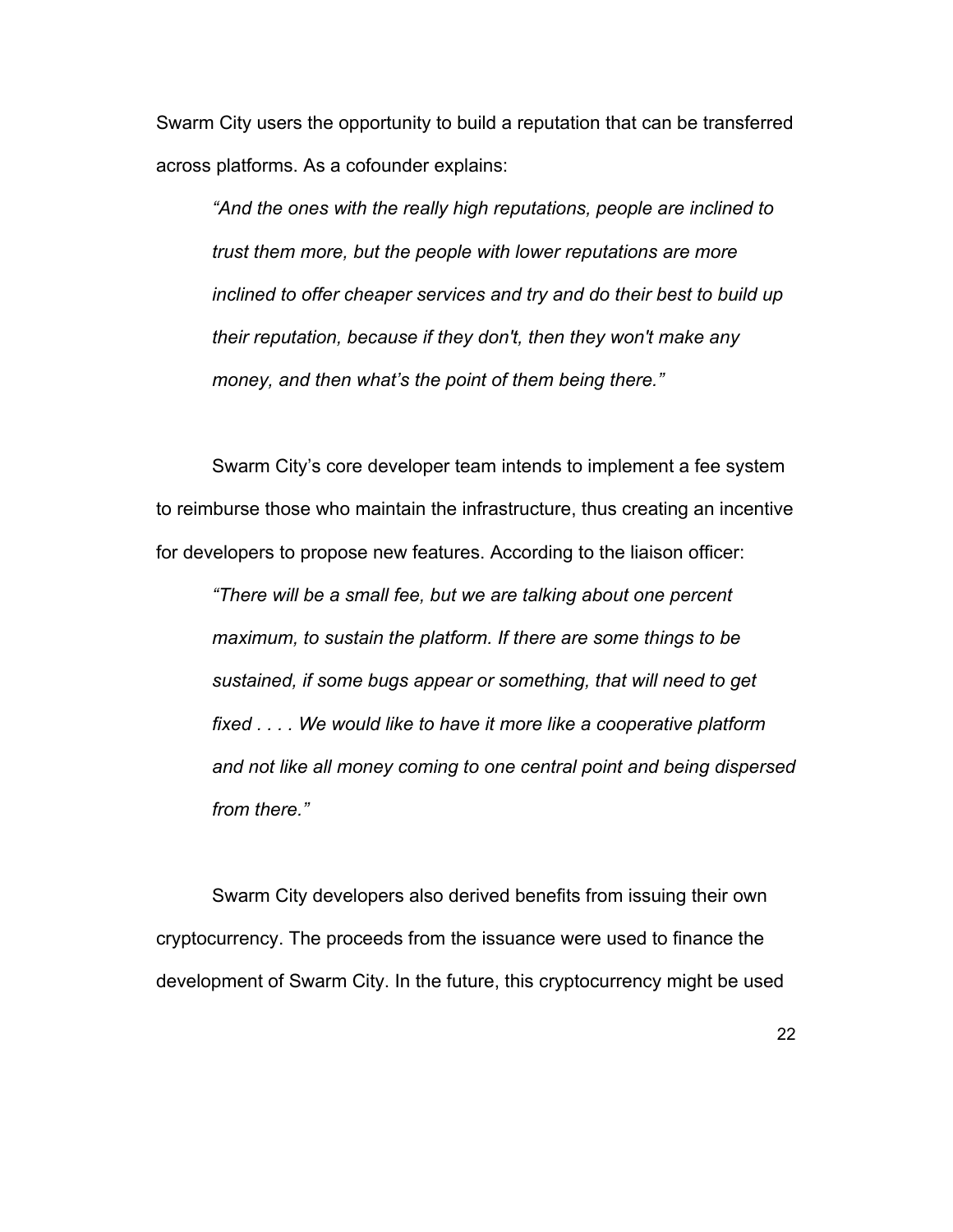Swarm City users the opportunity to build a reputation that can be transferred across platforms. As a cofounder explains:

> *"And the ones with the really high reputations, people are inclined to trust them more, but the people with lower reputations are more inclined to offer cheaper services and try and do their best to build up their reputation, because if they don't, then they won't make any money, and then what's the point of them being there."*

Swarm City's core developer team intends to implement a fee system to reimburse those who maintain the infrastructure, thus creating an incentive for developers to propose new features. According to the liaison officer:

> *"There will be a small fee, but we are talking about one percent maximum, to sustain the platform. If there are some things to be sustained, if some bugs appear or something, that will need to get fixed . . . . We would like to have it more like a cooperative platform and not like all money coming to one central point and being dispersed from there."*

Swarm City developers also derived benefits from issuing their own cryptocurrency. The proceeds from the issuance were used to finance the development of Swarm City. In the future, this cryptocurrency might be used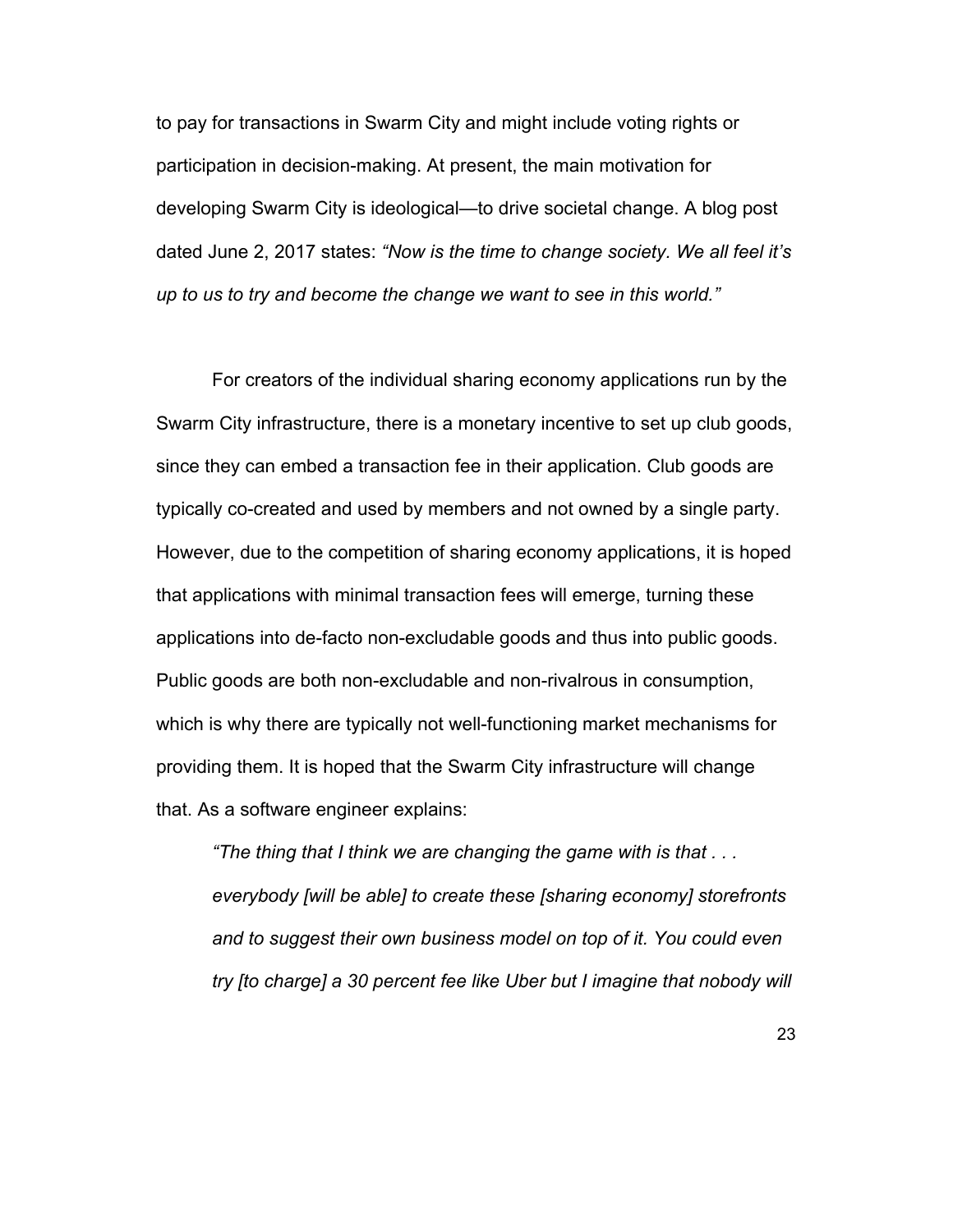to pay for transactions in Swarm City and might include voting rights or participation in decision-making. At present, the main motivation for developing Swarm City is ideological—to drive societal change. A blog post dated June 2, 2017 states: *"Now is the time to change society. We all feel it's up to us to try and become the change we want to see in this world."*

For creators of the individual sharing economy applications run by the Swarm City infrastructure, there is a monetary incentive to set up club goods, since they can embed a transaction fee in their application. Club goods are typically co-created and used by members and not owned by a single party. However, due to the competition of sharing economy applications, it is hoped that applications with minimal transaction fees will emerge, turning these applications into de-facto non-excludable goods and thus into public goods. Public goods are both non-excludable and non-rivalrous in consumption, which is why there are typically not well-functioning market mechanisms for providing them. It is hoped that the Swarm City infrastructure will change that. As a software engineer explains:

> *"The thing that I think we are changing the game with is that . . . everybody [will be able] to create these [sharing economy] storefronts and to suggest their own business model on top of it. You could even try [to charge] a 30 percent fee like Uber but I imagine that nobody will*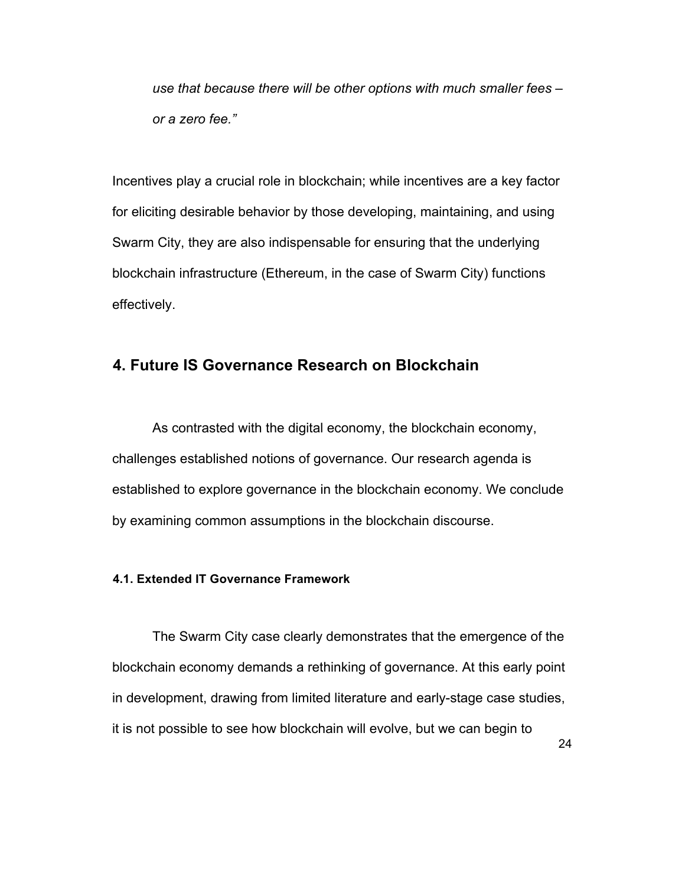*use that because there will be other options with much smaller fees – or a zero fee."*

Incentives play a crucial role in blockchain; while incentives are a key factor for eliciting desirable behavior by those developing, maintaining, and using Swarm City, they are also indispensable for ensuring that the underlying blockchain infrastructure (Ethereum, in the case of Swarm City) functions effectively.

## 4. Future IS Governance Research on Blockchain

As contrasted with the digital economy, the blockchain economy, challenges established notions of governance. Our research agenda is established to explore governance in the blockchain economy. We conclude by examining common assumptions in the blockchain discourse.

#### 4.1. Extended IT Governance Framework

The Swarm City case clearly demonstrates that the emergence of the blockchain economy demands a rethinking of governance. At this early point in development, drawing from limited literature and early-stage case studies, it is not possible to see how blockchain will evolve, but we can begin to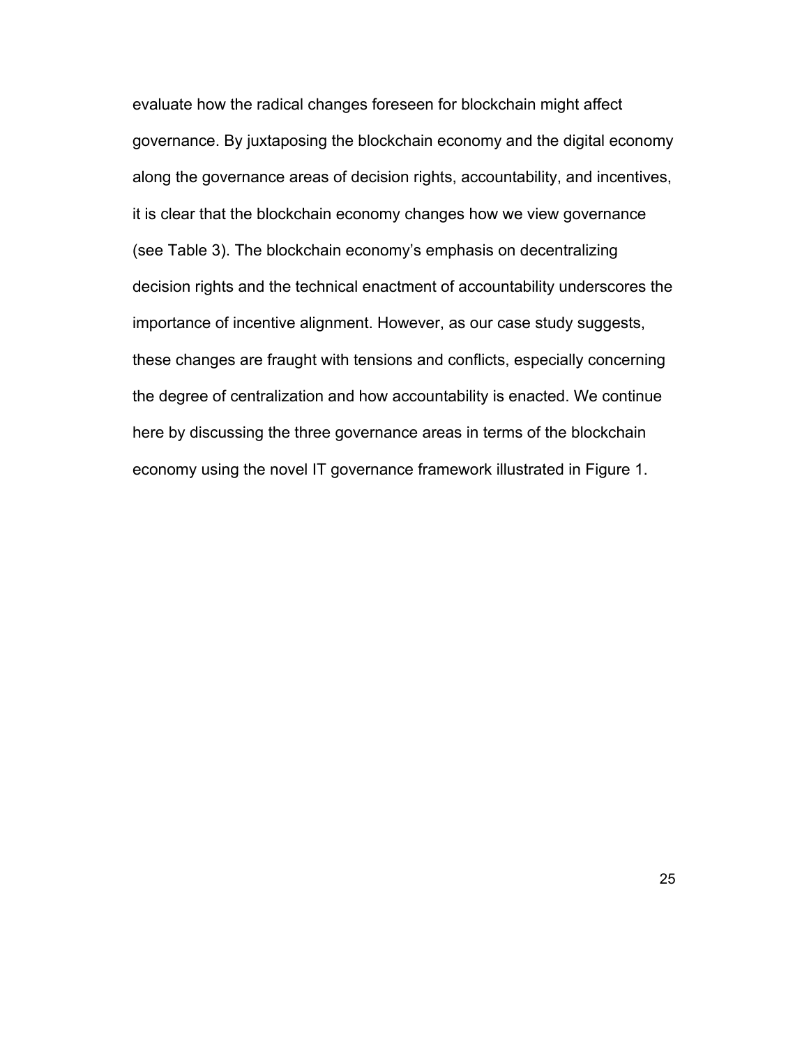evaluate how the radical changes foreseen for blockchain might affect governance. By juxtaposing the blockchain economy and the digital economy along the governance areas of decision rights, accountability, and incentives, it is clear that the blockchain economy changes how we view governance (see Table 3). The blockchain economy's emphasis on decentralizing decision rights and the technical enactment of accountability underscores the importance of incentive alignment. However, as our case study suggests, these changes are fraught with tensions and conflicts, especially concerning the degree of centralization and how accountability is enacted. We continue here by discussing the three governance areas in terms of the blockchain economy using the novel IT governance framework illustrated in Figure 1.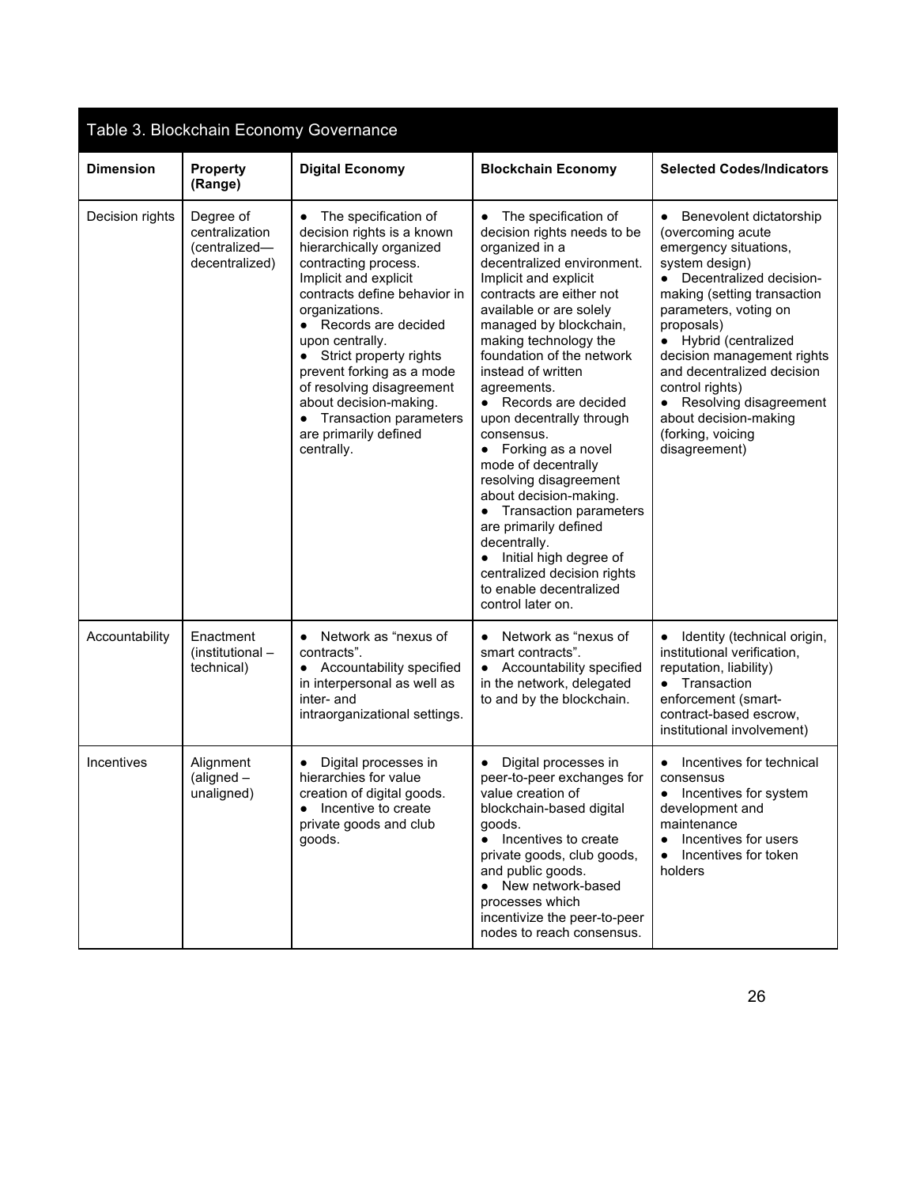Table 3. Blockchain Economy Governance

| Dimension | Property (Range) | Digital Economy | Blockchain Economy | Selected Codes/Indicators |
|---|---|---|---|---|
| Decision rights | Degree of centralization (centralized—decentralized) | • The specification of decision rights is a known hierarchically organized contracting process. Implicit and explicit contracts define behavior in organizations. <br>• Records are decided upon centrally. <br>• Strict property rights prevent forking as a mode of resolving disagreement about decision-making. <br>• Transaction parameters are primarily defined centrally. | • The specification of decision rights needs to be organized in a decentralized environment. Implicit and explicit contracts are either not available or are solely managed by blockchain, making technology the foundation of the network instead of written agreements. <br>• Records are decided upon decentrally through consensus. <br>• Forking as a novel mode of decentrally resolving disagreement about decision-making. <br>• Transaction parameters are primarily defined decentrally. <br>• Initial high degree of centralized decision rights to enable decentralized control later on. | • Benevolent dictatorship (overcoming acute emergency situations, system design) <br>• Decentralized decision-making (setting transaction parameters, voting on proposals) <br>• Hybrid (centralized decision management rights and decentralized decision control rights) <br>• Resolving disagreement about decision-making (forking, voicing disagreement) |
| Accountability | Enactment (institutional – technical) | • Network as "nexus of contracts". <br>• Accountability specified in interpersonal as well as inter- and intraorganizational settings. | • Network as "nexus of smart contracts". <br>• Accountability specified in the network, delegated to and by the blockchain. | • Identity (technical origin, institutional verification, reputation, liability) <br>• Transaction enforcement (smart-contract-based escrow, institutional involvement) |
| Incentives | Alignment (aligned – unaligned) | • Digital processes in hierarchies for value creation of digital goods. <br>• Incentive to create private goods and club goods. | • Digital processes in peer-to-peer exchanges for value creation of blockchain-based digital goods. <br>• Incentives to create private goods, club goods, and public goods. <br>• New network-based processes which incentivize the peer-to-peer nodes to reach consensus. | • Incentives for technical consensus <br>• Incentives for system development and maintenance <br>• Incentives for users <br>• Incentives for token holders |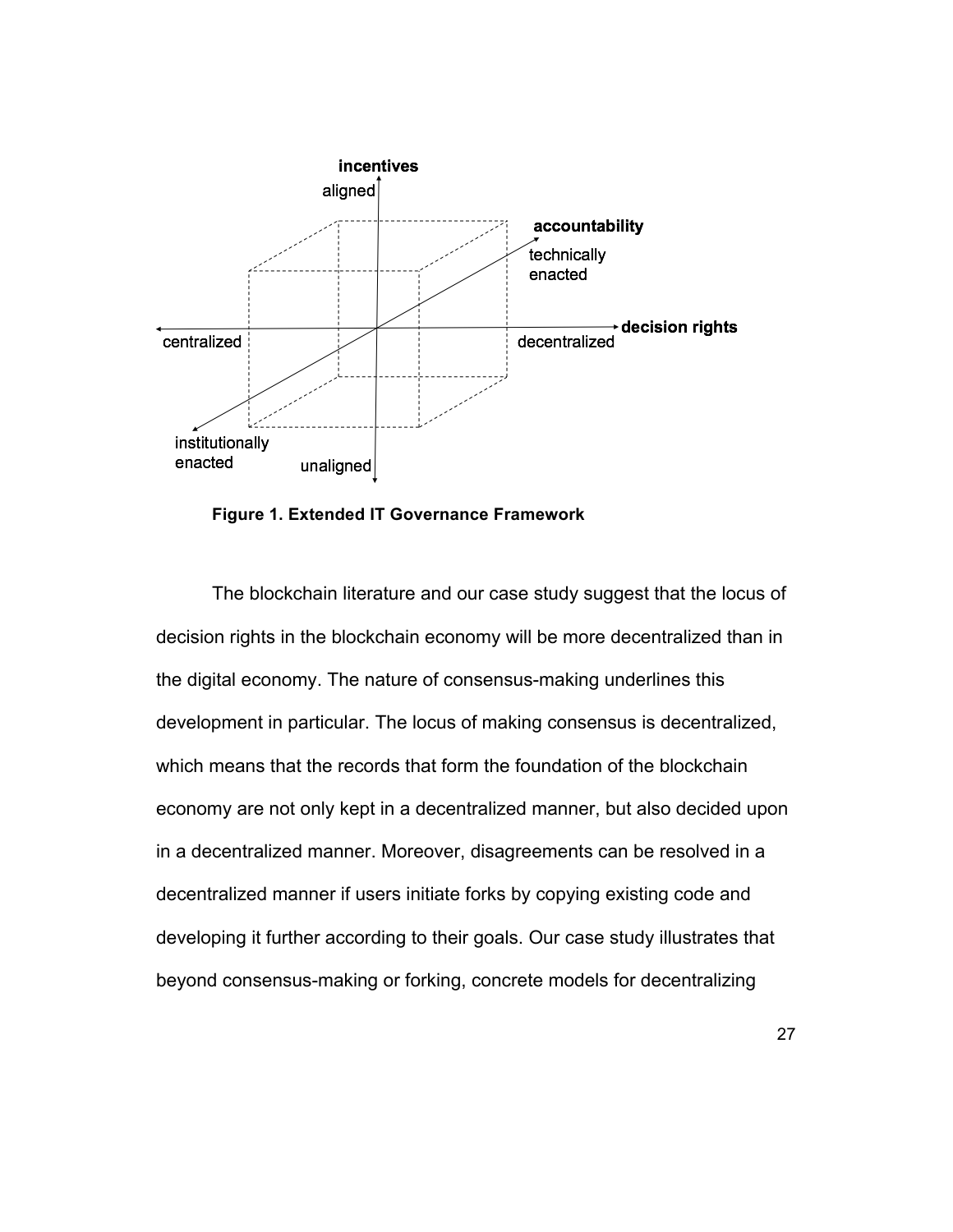**Figure 1. Extended IT Governance Framework**

The blockchain literature and our case study suggest that the locus of decision rights in the blockchain economy will be more decentralized than in the digital economy. The nature of consensus-making underlines this development in particular. The locus of making consensus is decentralized, which means that the records that form the foundation of the blockchain economy are not only kept in a decentralized manner, but also decided upon in a decentralized manner. Moreover, disagreements can be resolved in a decentralized manner if users initiate forks by copying existing code and developing it further according to their goals. Our case study illustrates that beyond consensus-making or forking, concrete models for decentralizing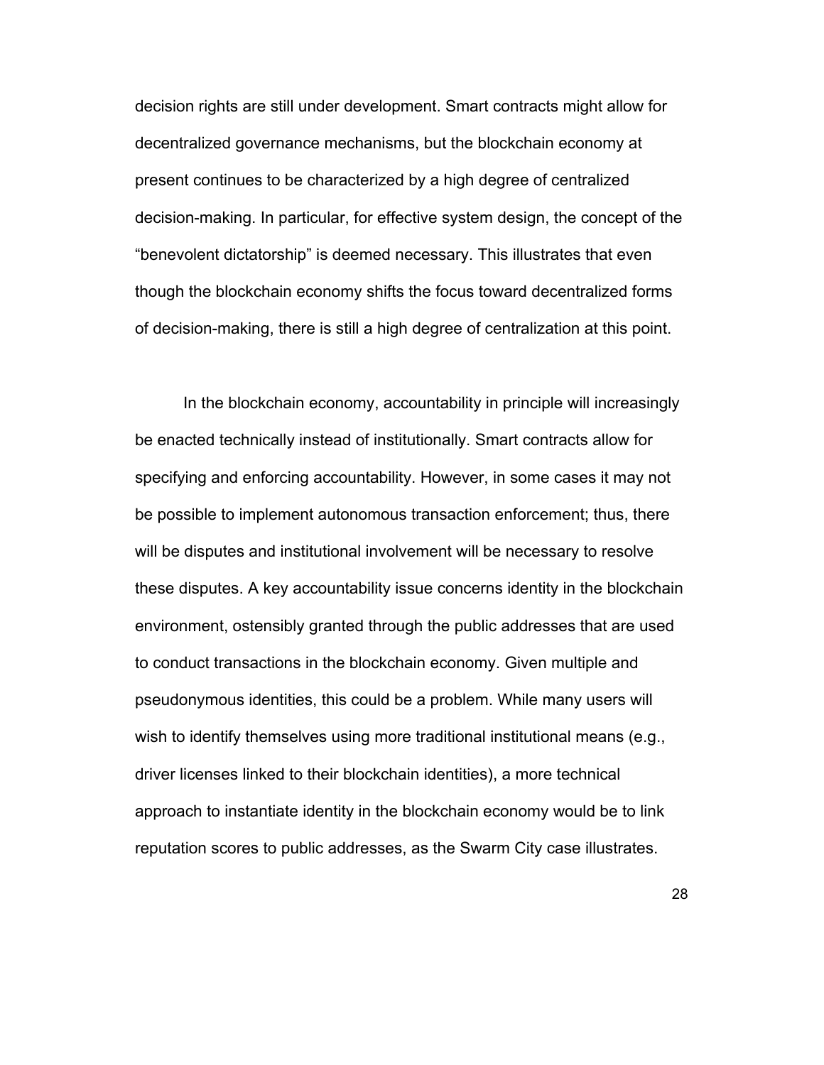decision rights are still under development. Smart contracts might allow for decentralized governance mechanisms, but the blockchain economy at present continues to be characterized by a high degree of centralized decision-making. In particular, for effective system design, the concept of the "benevolent dictatorship" is deemed necessary. This illustrates that even though the blockchain economy shifts the focus toward decentralized forms of decision-making, there is still a high degree of centralization at this point.

In the blockchain economy, accountability in principle will increasingly be enacted technically instead of institutionally. Smart contracts allow for specifying and enforcing accountability. However, in some cases it may not be possible to implement autonomous transaction enforcement; thus, there will be disputes and institutional involvement will be necessary to resolve these disputes. A key accountability issue concerns identity in the blockchain environment, ostensibly granted through the public addresses that are used to conduct transactions in the blockchain economy. Given multiple and pseudonymous identities, this could be a problem. While many users will wish to identify themselves using more traditional institutional means (e.g., driver licenses linked to their blockchain identities), a more technical approach to instantiate identity in the blockchain economy would be to link reputation scores to public addresses, as the Swarm City case illustrates.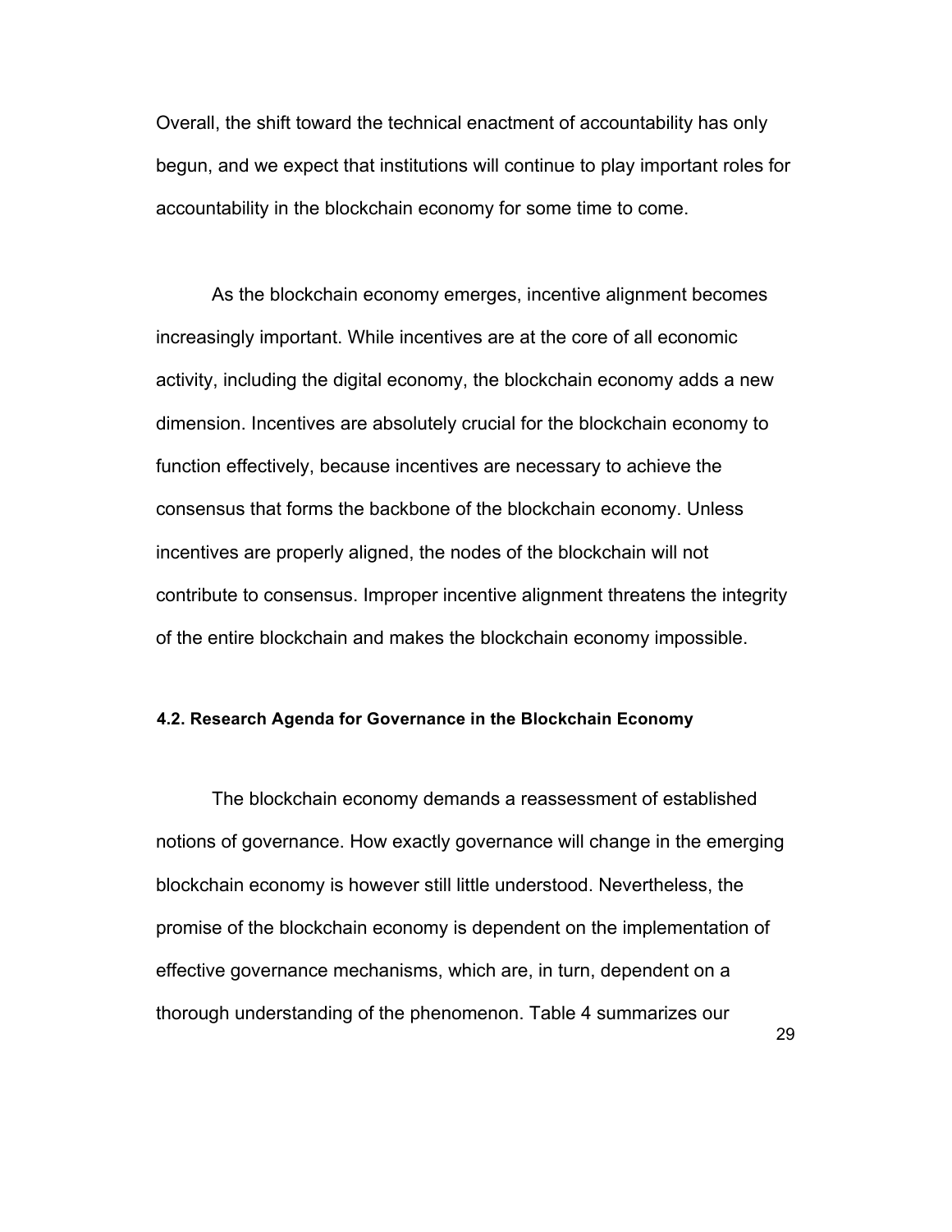Overall, the shift toward the technical enactment of accountability has only begun, and we expect that institutions will continue to play important roles for accountability in the blockchain economy for some time to come.

As the blockchain economy emerges, incentive alignment becomes increasingly important. While incentives are at the core of all economic activity, including the digital economy, the blockchain economy adds a new dimension. Incentives are absolutely crucial for the blockchain economy to function effectively, because incentives are necessary to achieve the consensus that forms the backbone of the blockchain economy. Unless incentives are properly aligned, the nodes of the blockchain will not contribute to consensus. Improper incentive alignment threatens the integrity of the entire blockchain and makes the blockchain economy impossible.

### 4.2. Research Agenda for Governance in the Blockchain Economy

The blockchain economy demands a reassessment of established notions of governance. How exactly governance will change in the emerging blockchain economy is however still little understood. Nevertheless, the promise of the blockchain economy is dependent on the implementation of effective governance mechanisms, which are, in turn, dependent on a thorough understanding of the phenomenon. Table 4 summarizes our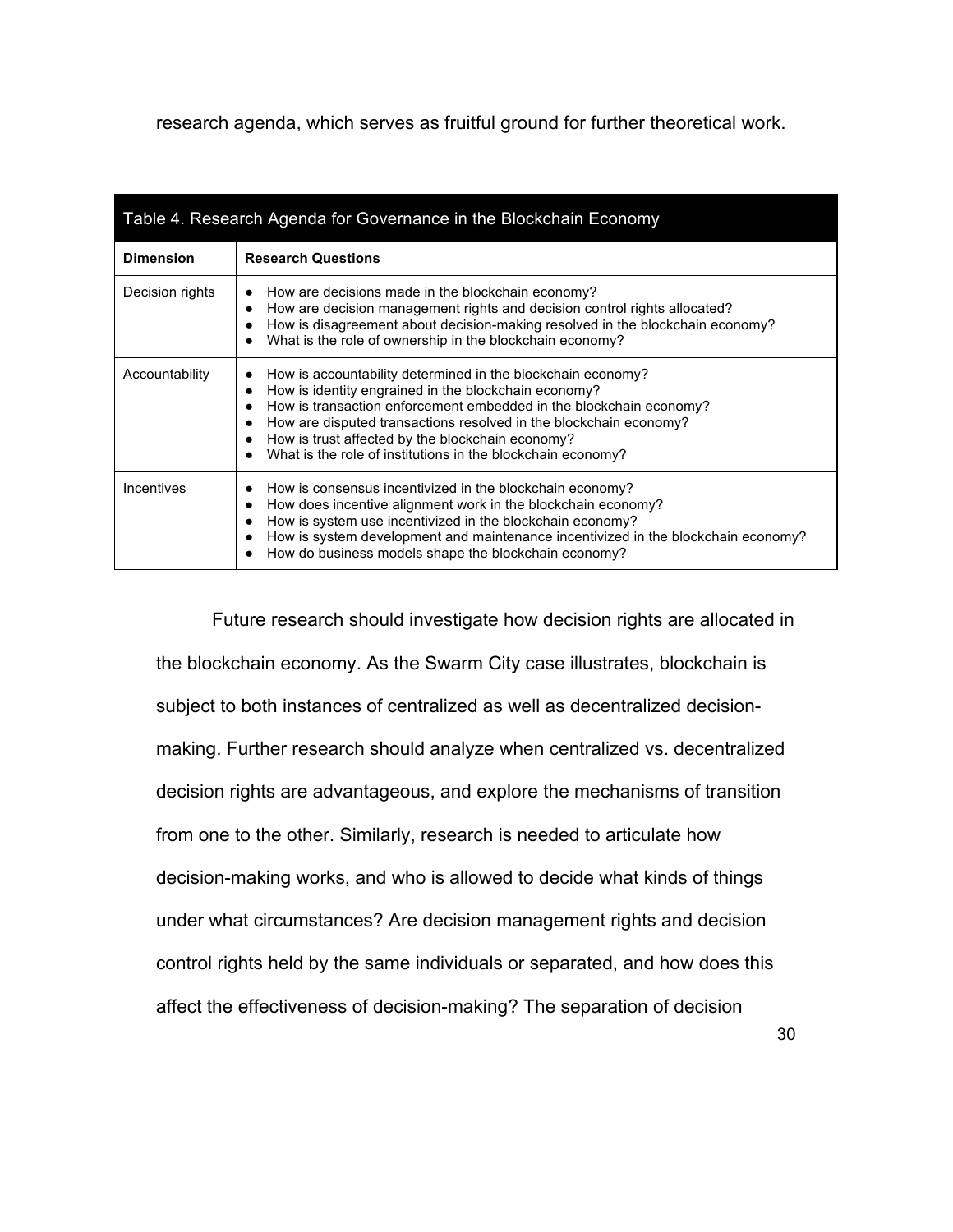research agenda, which serves as fruitful ground for further theoretical work.

**Table 4. Research Agenda for Governance in the Blockchain Economy**

| Dimension | Research Questions |
|---|---|
| Decision rights | • How are decisions made in the blockchain economy?<br>• How are decision management rights and decision control rights allocated?<br>• How is disagreement about decision-making resolved in the blockchain economy?<br>• What is the role of ownership in the blockchain economy? |
| Accountability | • How is accountability determined in the blockchain economy?<br>• How is identity engrained in the blockchain economy?<br>• How is transaction enforcement embedded in the blockchain economy?<br>• How are disputed transactions resolved in the blockchain economy?<br>• How is trust affected by the blockchain economy?<br>• What is the role of institutions in the blockchain economy? |
| Incentives | • How is consensus incentivized in the blockchain economy?<br>• How does incentive alignment work in the blockchain economy?<br>• How is system use incentivized in the blockchain economy?<br>• How is system development and maintenance incentivized in the blockchain economy?<br>• How do business models shape the blockchain economy? |

Future research should investigate how decision rights are allocated in the blockchain economy. As the Swarm City case illustrates, blockchain is subject to both instances of centralized as well as decentralized decision-making. Further research should analyze when centralized vs. decentralized decision rights are advantageous, and explore the mechanisms of transition from one to the other. Similarly, research is needed to articulate how decision-making works, and who is allowed to decide what kinds of things under what circumstances? Are decision management rights and decision control rights held by the same individuals or separated, and how does this affect the effectiveness of decision-making? The separation of decision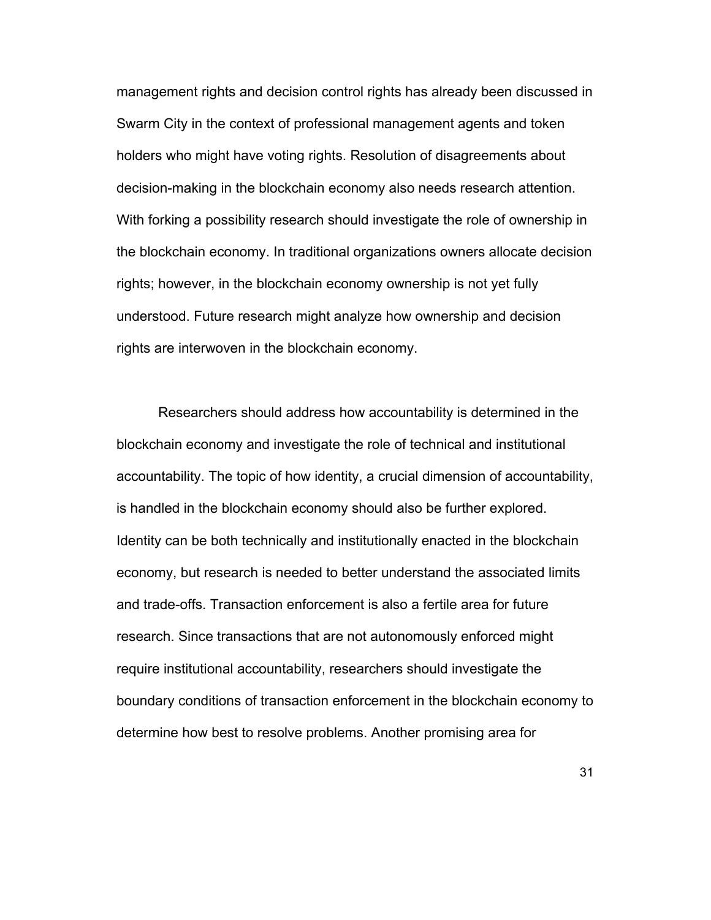management rights and decision control rights has already been discussed in Swarm City in the context of professional management agents and token holders who might have voting rights. Resolution of disagreements about decision-making in the blockchain economy also needs research attention. With forking a possibility research should investigate the role of ownership in the blockchain economy. In traditional organizations owners allocate decision rights; however, in the blockchain economy ownership is not yet fully understood. Future research might analyze how ownership and decision rights are interwoven in the blockchain economy.

Researchers should address how accountability is determined in the blockchain economy and investigate the role of technical and institutional accountability. The topic of how identity, a crucial dimension of accountability, is handled in the blockchain economy should also be further explored. Identity can be both technically and institutionally enacted in the blockchain economy, but research is needed to better understand the associated limits and trade-offs. Transaction enforcement is also a fertile area for future research. Since transactions that are not autonomously enforced might require institutional accountability, researchers should investigate the boundary conditions of transaction enforcement in the blockchain economy to determine how best to resolve problems. Another promising area for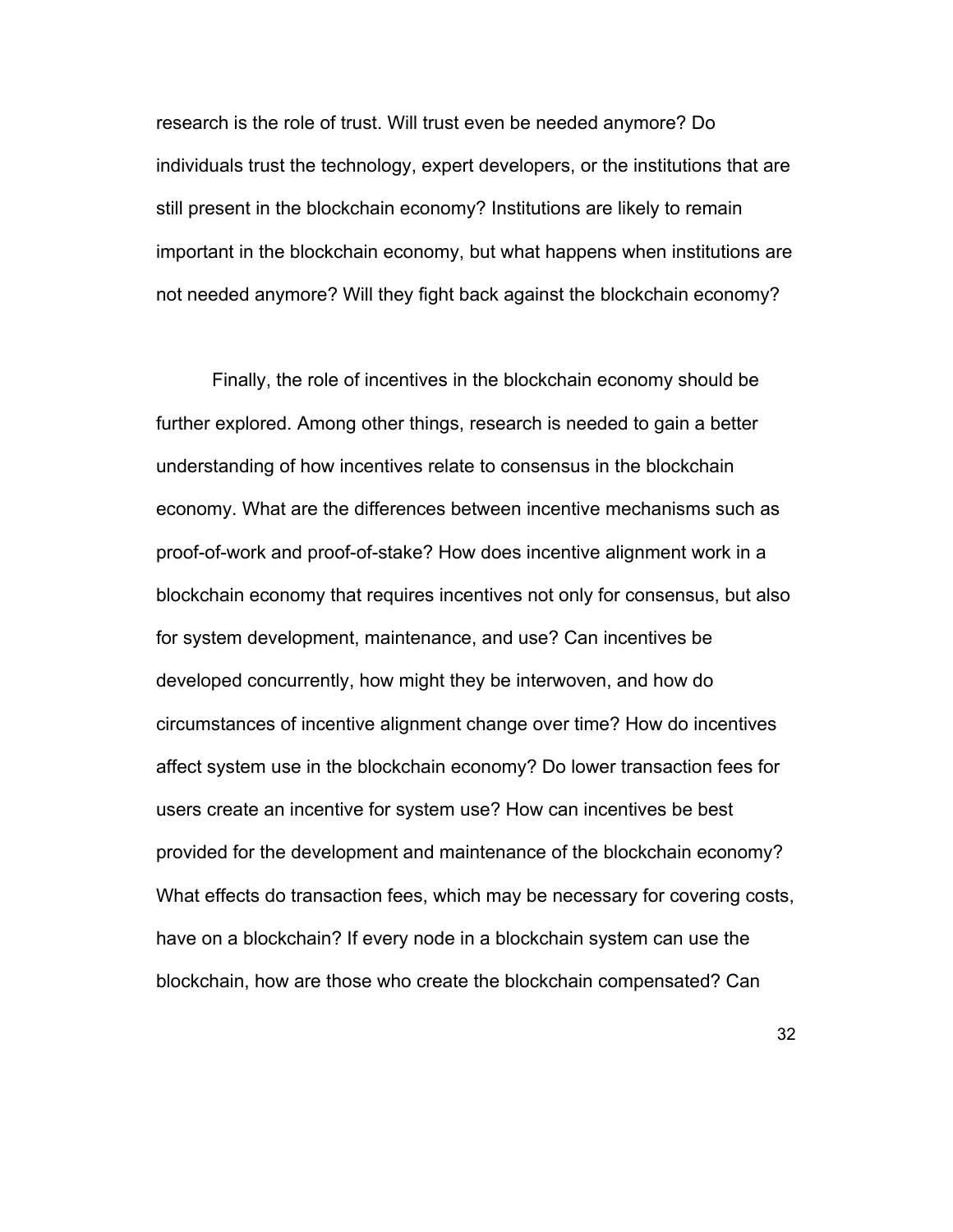research is the role of trust. Will trust even be needed anymore? Do individuals trust the technology, expert developers, or the institutions that are still present in the blockchain economy? Institutions are likely to remain important in the blockchain economy, but what happens when institutions are not needed anymore? Will they fight back against the blockchain economy?

Finally, the role of incentives in the blockchain economy should be further explored. Among other things, research is needed to gain a better understanding of how incentives relate to consensus in the blockchain economy. What are the differences between incentive mechanisms such as proof-of-work and proof-of-stake? How does incentive alignment work in a blockchain economy that requires incentives not only for consensus, but also for system development, maintenance, and use? Can incentives be developed concurrently, how might they be interwoven, and how do circumstances of incentive alignment change over time? How do incentives affect system use in the blockchain economy? Do lower transaction fees for users create an incentive for system use? How can incentives be best provided for the development and maintenance of the blockchain economy? What effects do transaction fees, which may be necessary for covering costs, have on a blockchain? If every node in a blockchain system can use the blockchain, how are those who create the blockchain compensated? Can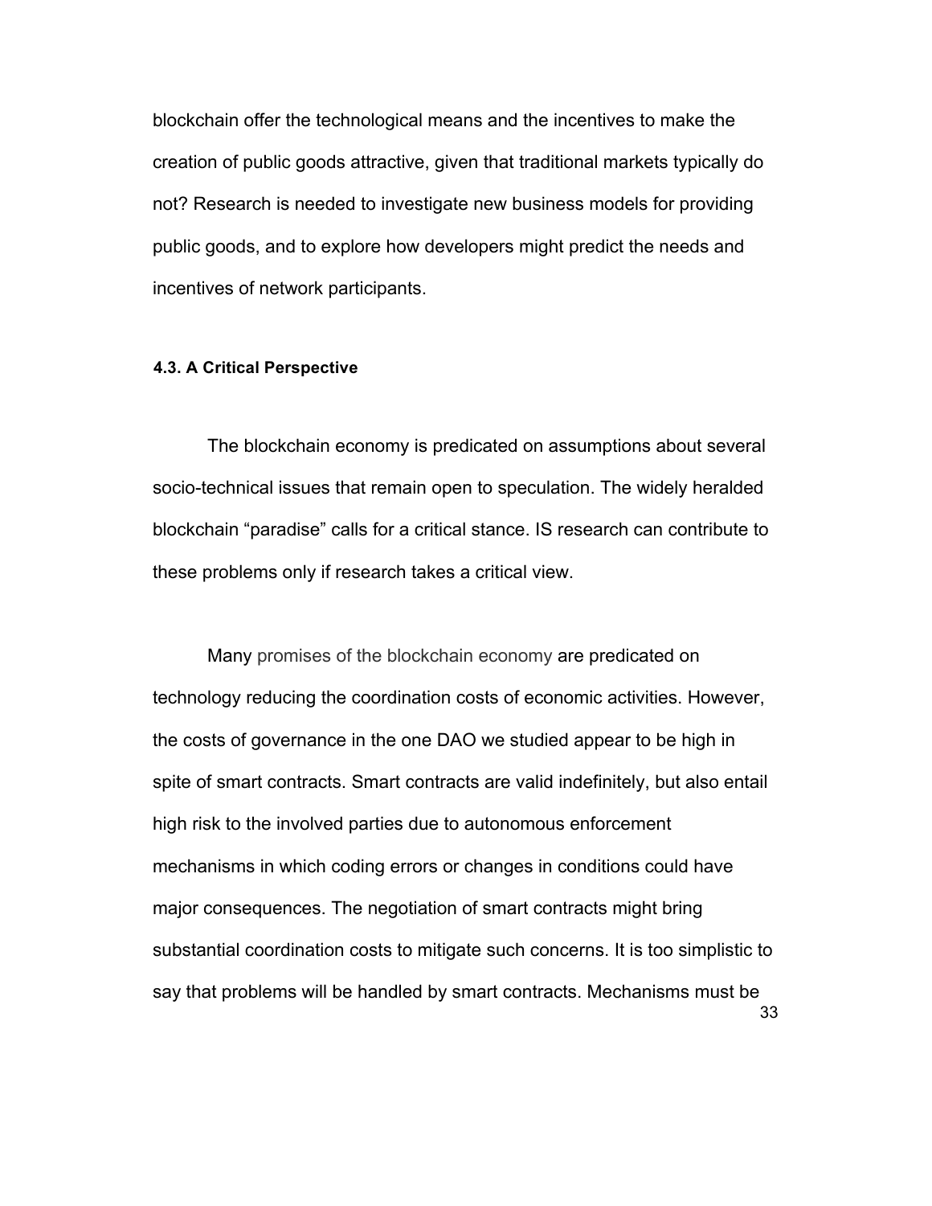blockchain offer the technological means and the incentives to make the creation of public goods attractive, given that traditional markets typically do not? Research is needed to investigate new business models for providing public goods, and to explore how developers might predict the needs and incentives of network participants.

#### 4.3. A Critical Perspective

The blockchain economy is predicated on assumptions about several socio-technical issues that remain open to speculation. The widely heralded blockchain "paradise" calls for a critical stance. IS research can contribute to these problems only if research takes a critical view.

Many promises of the blockchain economy are predicated on technology reducing the coordination costs of economic activities. However, the costs of governance in the one DAO we studied appear to be high in spite of smart contracts. Smart contracts are valid indefinitely, but also entail high risk to the involved parties due to autonomous enforcement mechanisms in which coding errors or changes in conditions could have major consequences. The negotiation of smart contracts might bring substantial coordination costs to mitigate such concerns. It is too simplistic to say that problems will be handled by smart contracts. Mechanisms must be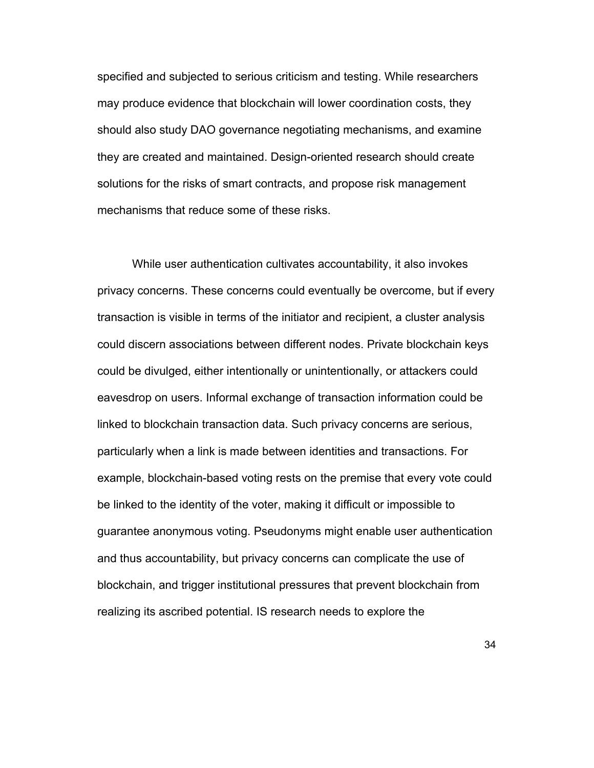specified and subjected to serious criticism and testing. While researchers may produce evidence that blockchain will lower coordination costs, they should also study DAO governance negotiating mechanisms, and examine they are created and maintained. Design-oriented research should create solutions for the risks of smart contracts, and propose risk management mechanisms that reduce some of these risks.

While user authentication cultivates accountability, it also invokes privacy concerns. These concerns could eventually be overcome, but if every transaction is visible in terms of the initiator and recipient, a cluster analysis could discern associations between different nodes. Private blockchain keys could be divulged, either intentionally or unintentionally, or attackers could eavesdrop on users. Informal exchange of transaction information could be linked to blockchain transaction data. Such privacy concerns are serious, particularly when a link is made between identities and transactions. For example, blockchain-based voting rests on the premise that every vote could be linked to the identity of the voter, making it difficult or impossible to guarantee anonymous voting. Pseudonyms might enable user authentication and thus accountability, but privacy concerns can complicate the use of blockchain, and trigger institutional pressures that prevent blockchain from realizing its ascribed potential. IS research needs to explore the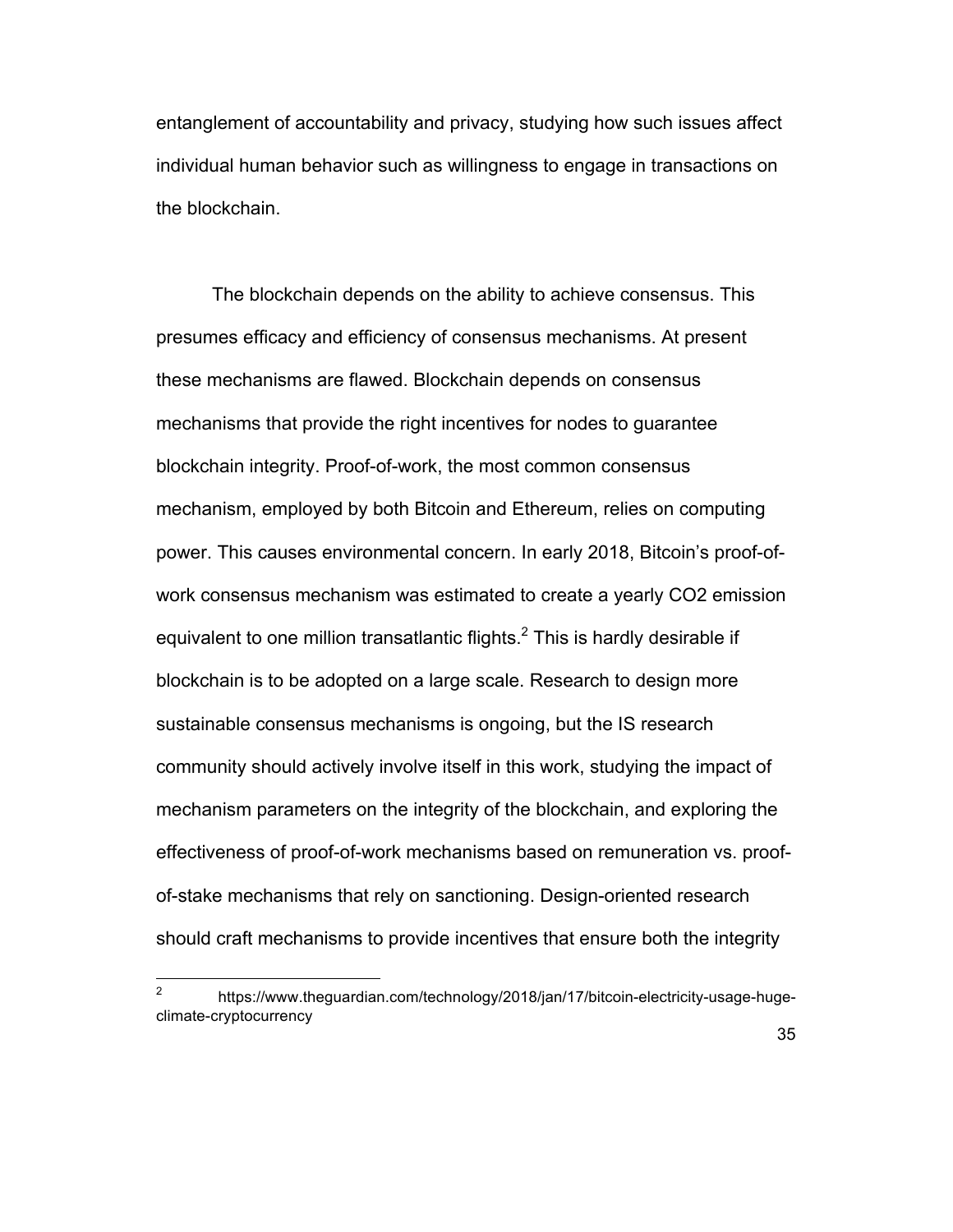entanglement of accountability and privacy, studying how such issues affect individual human behavior such as willingness to engage in transactions on the blockchain.

The blockchain depends on the ability to achieve consensus. This presumes efficacy and efficiency of consensus mechanisms. At present these mechanisms are flawed. Blockchain depends on consensus mechanisms that provide the right incentives for nodes to guarantee blockchain integrity. Proof-of-work, the most common consensus mechanism, employed by both Bitcoin and Ethereum, relies on computing power. This causes environmental concern. In early 2018, Bitcoin's proof-of-work consensus mechanism was estimated to create a yearly $CO_2$ emission equivalent to one million transatlantic flights.[2] This is hardly desirable if blockchain is to be adopted on a large scale. Research to design more sustainable consensus mechanisms is ongoing, but the IS research community should actively involve itself in this work, studying the impact of mechanism parameters on the integrity of the blockchain, and exploring the effectiveness of proof-of-work mechanisms based on remuneration vs. proof-of-stake mechanisms that rely on sanctioning. Design-oriented research should craft mechanisms to provide incentives that ensure both the integrity

[2] https://www.theguardian.com/technology/2018/jan/17/bitcoin-electricity-usage-huge-climate-cryptocurrency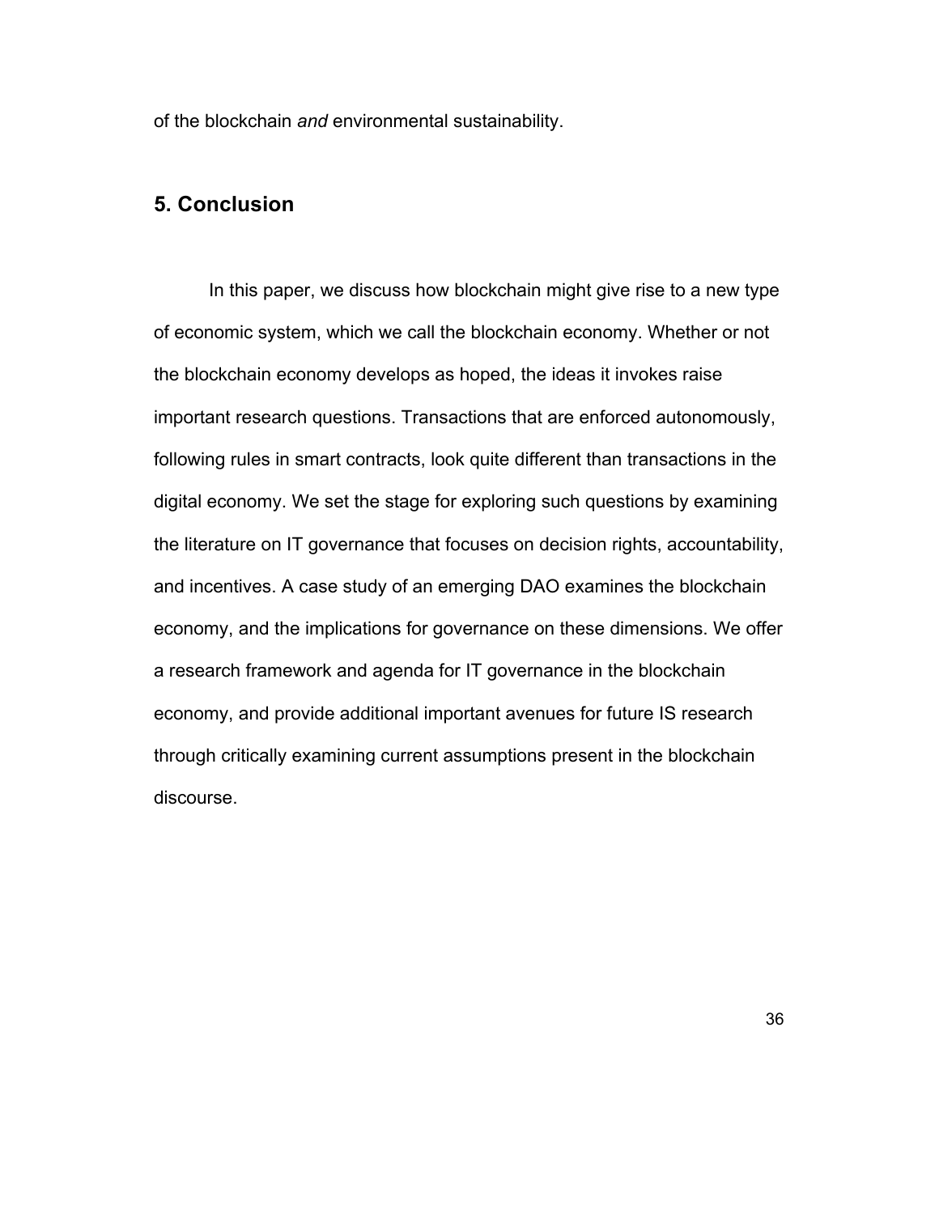of the blockchain *and* environmental sustainability.

## 5. Conclusion

In this paper, we discuss how blockchain might give rise to a new type of economic system, which we call the blockchain economy. Whether or not the blockchain economy develops as hoped, the ideas it invokes raise important research questions. Transactions that are enforced autonomously, following rules in smart contracts, look quite different than transactions in the digital economy. We set the stage for exploring such questions by examining the literature on IT governance that focuses on decision rights, accountability, and incentives. A case study of an emerging DAO examines the blockchain economy, and the implications for governance on these dimensions. We offer a research framework and agenda for IT governance in the blockchain economy, and provide additional important avenues for future IS research through critically examining current assumptions present in the blockchain discourse.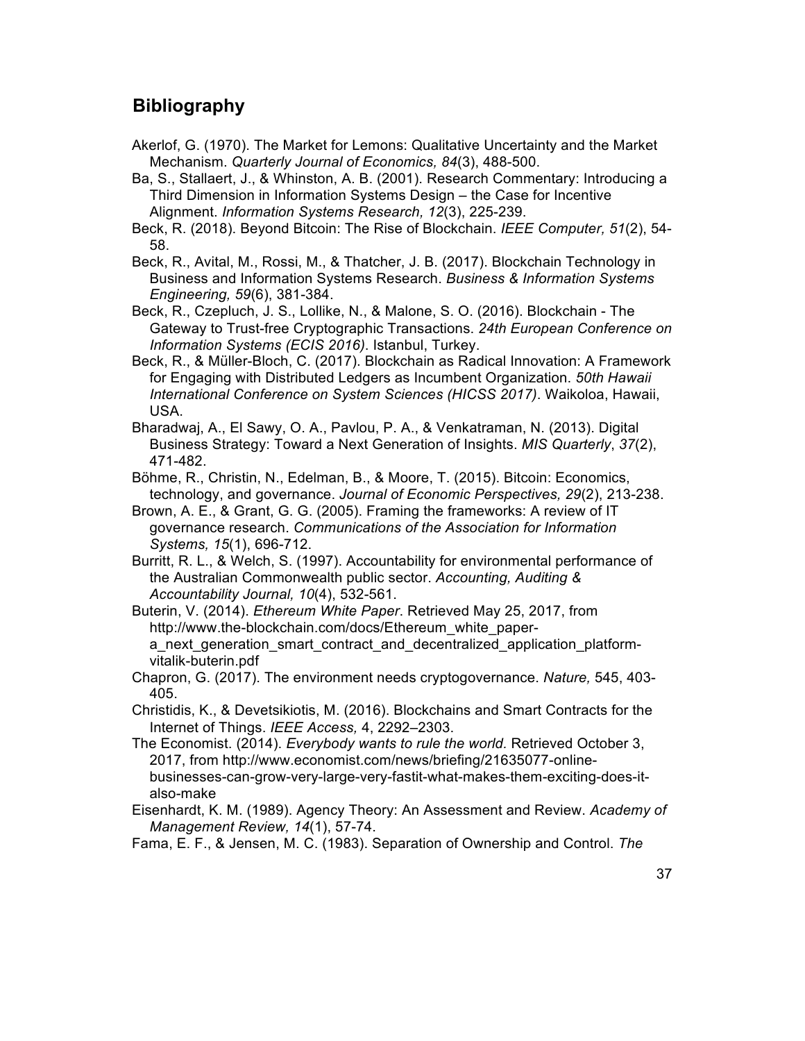## Bibliography

Akerlof, G. (1970). The Market for Lemons: Qualitative Uncertainty and the Market Mechanism. *Quarterly Journal of Economics, 84*(3), 488-500.

Ba, S., Stallaert, J., & Whinston, A. B. (2001). Research Commentary: Introducing a Third Dimension in Information Systems Design – the Case for Incentive Alignment. *Information Systems Research, 12*(3), 225-239.

Beck, R. (2018). Beyond Bitcoin: The Rise of Blockchain. *IEEE Computer, 51*(2), 54-58.

Beck, R., Avital, M., Rossi, M., & Thatcher, J. B. (2017). Blockchain Technology in Business and Information Systems Research. *Business & Information Systems Engineering, 59*(6), 381-384.

Beck, R., Czepluch, J. S., Lollike, N., & Malone, S. O. (2016). Blockchain - The Gateway to Trust-free Cryptographic Transactions. *24th European Conference on Information Systems (ECIS 2016)*. Istanbul, Turkey.

Beck, R., & Müller-Bloch, C. (2017). Blockchain as Radical Innovation: A Framework for Engaging with Distributed Ledgers as Incumbent Organization. *50th Hawaii International Conference on System Sciences (HICSS 2017)*. Waikoloa, Hawaii, USA.

Bharadwaj, A., El Sawy, O. A., Pavlou, P. A., & Venkatraman, N. (2013). Digital Business Strategy: Toward a Next Generation of Insights. *MIS Quarterly*, *37*(2), 471-482.

Böhme, R., Christin, N., Edelman, B., & Moore, T. (2015). Bitcoin: Economics, technology, and governance. *Journal of Economic Perspectives, 29*(2), 213-238.

Brown, A. E., & Grant, G. G. (2005). Framing the frameworks: A review of IT governance research. *Communications of the Association for Information Systems, 15*(1), 696-712.

Burritt, R. L., & Welch, S. (1997). Accountability for environmental performance of the Australian Commonwealth public sector. *Accounting, Auditing & Accountability Journal, 10*(4), 532-561.

Buterin, V. (2014). *Ethereum White Paper*. Retrieved May 25, 2017, from http://www.the-blockchain.com/docs/Ethereum_white_paper-a_next_generation_smart_contract_and_decentralized_application_platform-vitalik-buterin.pdf

Chapron, G. (2017). The environment needs cryptogovernance. *Nature,* 545, 403-405.

Christidis, K., & Devetsikiotis, M. (2016). Blockchains and Smart Contracts for the Internet of Things. *IEEE Access,* 4, 2292–2303.

The Economist. (2014). *Everybody wants to rule the world.* Retrieved October 3, 2017, from http://www.economist.com/news/briefing/21635077-online-businesses-can-grow-very-large-very-fastit-what-makes-them-exciting-does-it-also-make

Eisenhardt, K. M. (1989). Agency Theory: An Assessment and Review. *Academy of Management Review, 14*(1), 57-74.

Fama, E. F., & Jensen, M. C. (1983). Separation of Ownership and Control. *The*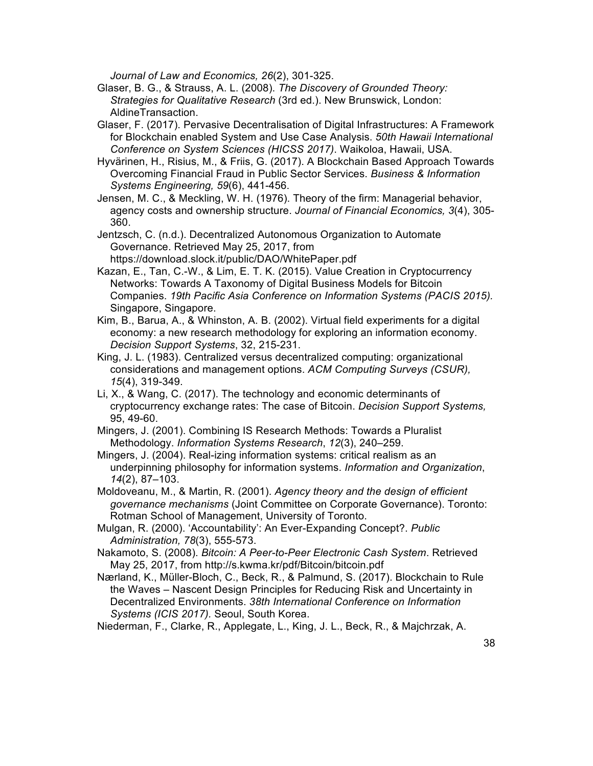*Journal of Law and Economics, 26*(2), 301-325.

Glaser, B. G., & Strauss, A. L. (2008). *The Discovery of Grounded Theory: Strategies for Qualitative Research* (3rd ed.). New Brunswick, London: AldineTransaction.

Glaser, F. (2017). Pervasive Decentralisation of Digital Infrastructures: A Framework for Blockchain enabled System and Use Case Analysis. *50th Hawaii International Conference on System Sciences (HICSS 2017)*. Waikoloa, Hawaii, USA.

Hyvärinen, H., Risius, M., & Friis, G. (2017). A Blockchain Based Approach Towards Overcoming Financial Fraud in Public Sector Services. *Business & Information Systems Engineering, 59*(6), 441-456.

Jensen, M. C., & Meckling, W. H. (1976). Theory of the firm: Managerial behavior, agency costs and ownership structure. *Journal of Financial Economics, 3*(4), 305-360.

Jentzsch, C. (n.d.). Decentralized Autonomous Organization to Automate Governance. Retrieved May 25, 2017, from https://download.slock.it/public/DAO/WhitePaper.pdf

Kazan, E., Tan, C.-W., & Lim, E. T. K. (2015). Value Creation in Cryptocurrency Networks: Towards A Taxonomy of Digital Business Models for Bitcoin Companies. *19th Pacific Asia Conference on Information Systems (PACIS 2015).* Singapore, Singapore.

Kim, B., Barua, A., & Whinston, A. B. (2002). Virtual field experiments for a digital economy: a new research methodology for exploring an information economy. *Decision Support Systems*, 32, 215-231.

King, J. L. (1983). Centralized versus decentralized computing: organizational considerations and management options. *ACM Computing Surveys (CSUR), 15*(4), 319-349.

Li, X., & Wang, C. (2017). The technology and economic determinants of cryptocurrency exchange rates: The case of Bitcoin. *Decision Support Systems,* 95, 49-60.

Mingers, J. (2001). Combining IS Research Methods: Towards a Pluralist Methodology. *Information Systems Research*, *12*(3), 240–259.

Mingers, J. (2004). Real-izing information systems: critical realism as an underpinning philosophy for information systems. *Information and Organization*, *14*(2), 87–103.

Moldoveanu, M., & Martin, R. (2001). *Agency theory and the design of efficient governance mechanisms* (Joint Committee on Corporate Governance). Toronto: Rotman School of Management, University of Toronto.

Mulgan, R. (2000). 'Accountability': An Ever-Expanding Concept?. *Public Administration, 78*(3), 555-573.

Nakamoto, S. (2008). *Bitcoin: A Peer-to-Peer Electronic Cash System*. Retrieved May 25, 2017, from http://s.kwma.kr/pdf/Bitcoin/bitcoin.pdf

Nærland, K., Müller-Bloch, C., Beck, R., & Palmund, S. (2017). Blockchain to Rule the Waves – Nascent Design Principles for Reducing Risk and Uncertainty in Decentralized Environments. *38th International Conference on Information Systems (ICIS 2017).* Seoul, South Korea.

Niederman, F., Clarke, R., Applegate, L., King, J. L., Beck, R., & Majchrzak, A.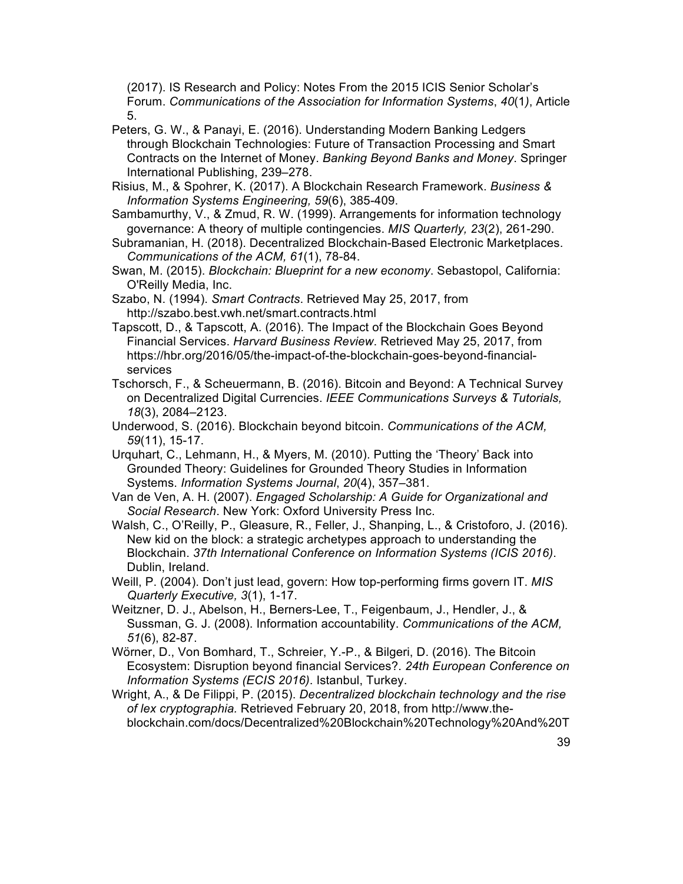(2017). IS Research and Policy: Notes From the 2015 ICIS Senior Scholar's Forum. *Communications of the Association for Information Systems*, *40*(1*)*, Article 5.

Peters, G. W., & Panayi, E. (2016). Understanding Modern Banking Ledgers through Blockchain Technologies: Future of Transaction Processing and Smart Contracts on the Internet of Money. *Banking Beyond Banks and Money*. Springer International Publishing, 239–278.

Risius, M., & Spohrer, K. (2017). A Blockchain Research Framework. *Business & Information Systems Engineering, 59*(6), 385-409.

Sambamurthy, V., & Zmud, R. W. (1999). Arrangements for information technology governance: A theory of multiple contingencies. *MIS Quarterly, 23*(2), 261-290.

Subramanian, H. (2018). Decentralized Blockchain-Based Electronic Marketplaces. *Communications of the ACM, 61*(1), 78-84.

Swan, M. (2015). *Blockchain: Blueprint for a new economy*. Sebastopol, California: O'Reilly Media, Inc.

Szabo, N. (1994). *Smart Contracts*. Retrieved May 25, 2017, from http://szabo.best.vwh.net/smart.contracts.html

Tapscott, D., & Tapscott, A. (2016). The Impact of the Blockchain Goes Beyond Financial Services. *Harvard Business Review*. Retrieved May 25, 2017, from https://hbr.org/2016/05/the-impact-of-the-blockchain-goes-beyond-financial-services

Tschorsch, F., & Scheuermann, B. (2016). Bitcoin and Beyond: A Technical Survey on Decentralized Digital Currencies. *IEEE Communications Surveys & Tutorials, 18*(3), 2084–2123.

Underwood, S. (2016). Blockchain beyond bitcoin. *Communications of the ACM, 59*(11), 15-17.

Urquhart, C., Lehmann, H., & Myers, M. (2010). Putting the 'Theory' Back into Grounded Theory: Guidelines for Grounded Theory Studies in Information Systems. *Information Systems Journal*, *20*(4), 357–381.

Van de Ven, A. H. (2007). *Engaged Scholarship: A Guide for Organizational and Social Research*. New York: Oxford University Press Inc.

Walsh, C., O'Reilly, P., Gleasure, R., Feller, J., Shanping, L., & Cristoforo, J. (2016). New kid on the block: a strategic archetypes approach to understanding the Blockchain. *37th International Conference on Information Systems (ICIS 2016)*. Dublin, Ireland.

Weill, P. (2004). Don't just lead, govern: How top-performing firms govern IT. *MIS Quarterly Executive, 3*(1), 1-17.

Weitzner, D. J., Abelson, H., Berners-Lee, T., Feigenbaum, J., Hendler, J., & Sussman, G. J. (2008). Information accountability. *Communications of the ACM, 51*(6), 82-87.

Wörner, D., Von Bomhard, T., Schreier, Y.-P., & Bilgeri, D. (2016). The Bitcoin Ecosystem: Disruption beyond financial Services?. *24th European Conference on Information Systems (ECIS 2016)*. Istanbul, Turkey.

Wright, A., & De Filippi, P. (2015). *Decentralized blockchain technology and the rise of lex cryptographia.* Retrieved February 20, 2018, from http://www.the-blockchain.com/docs/Decentralized%20Blockchain%20Technology%20And%20T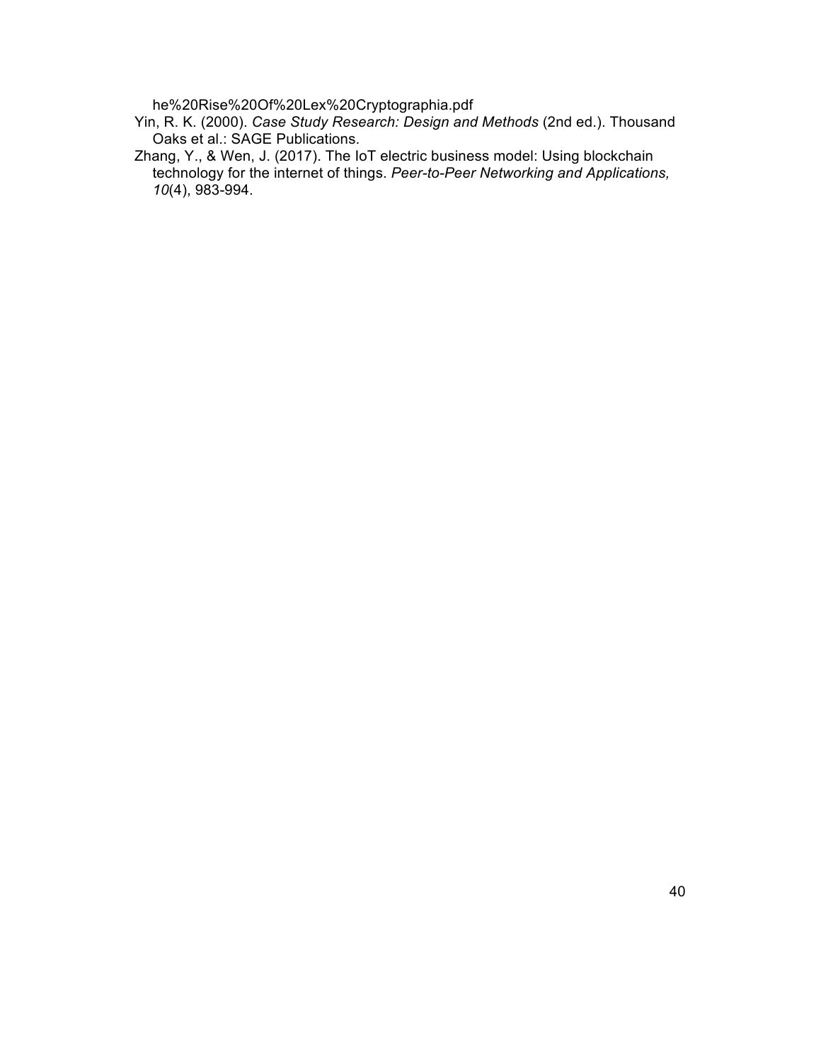he%20Rise%20Of%20Lex%20Cryptographia.pdf

Yin, R. K. (2000). *Case Study Research: Design and Methods* (2nd ed.). Thousand Oaks et al.: SAGE Publications.

Zhang, Y., & Wen, J. (2017). The IoT electric business model: Using blockchain technology for the internet of things. *Peer-to-Peer Networking and Applications, 10*(4), 983-994.